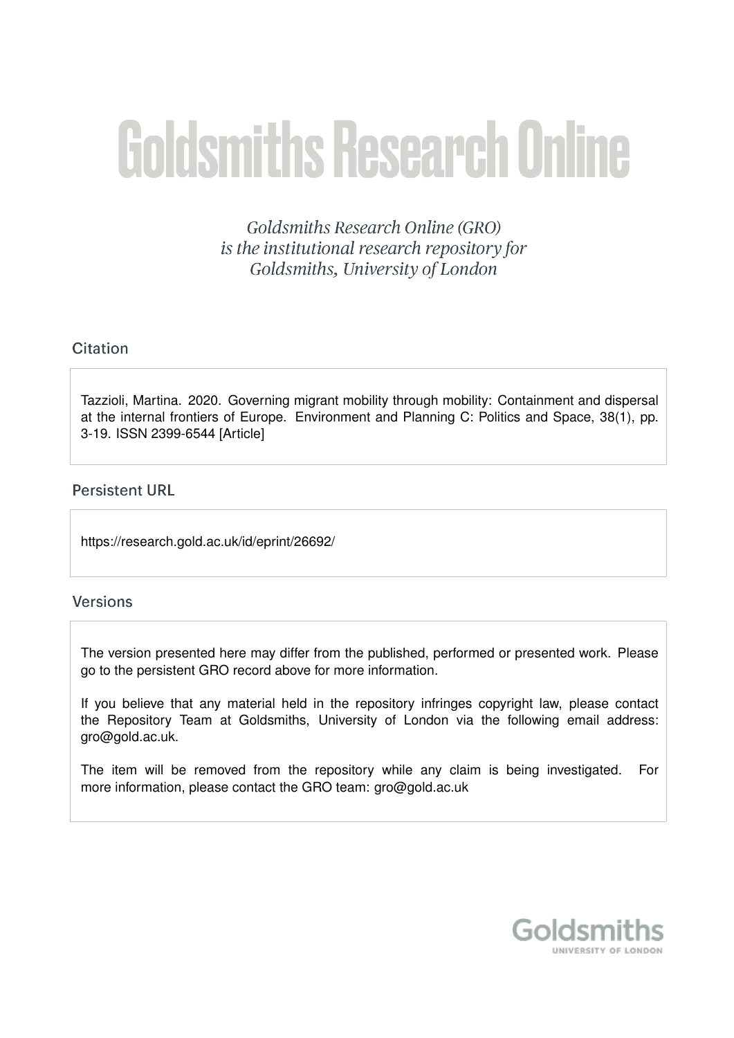# Goldsmiths Research Online

*Goldsmiths Research Online (GRO) is the institutional research repository for Goldsmiths, University of London*

## Citation

Tazzioli, Martina. 2020. Governing migrant mobility through mobility: Containment and dispersal at the internal frontiers of Europe. Environment and Planning C: Politics and Space, 38(1), pp. 3-19. ISSN 2399-6544 [Article]

## Persistent URL

https://research.gold.ac.uk/id/eprint/26692/

## Versions

The version presented here may differ from the published, performed or presented work. Please go to the persistent GRO record above for more information.

If you believe that any material held in the repository infringes copyright law, please contact the Repository Team at Goldsmiths, University of London via the following email address: gro@gold.ac.uk.

The item will be removed from the repository while any claim is being investigated. For more information, please contact the GRO team: gro@gold.ac.uk

Goldsmiths
UNIVERSITY OF LONDON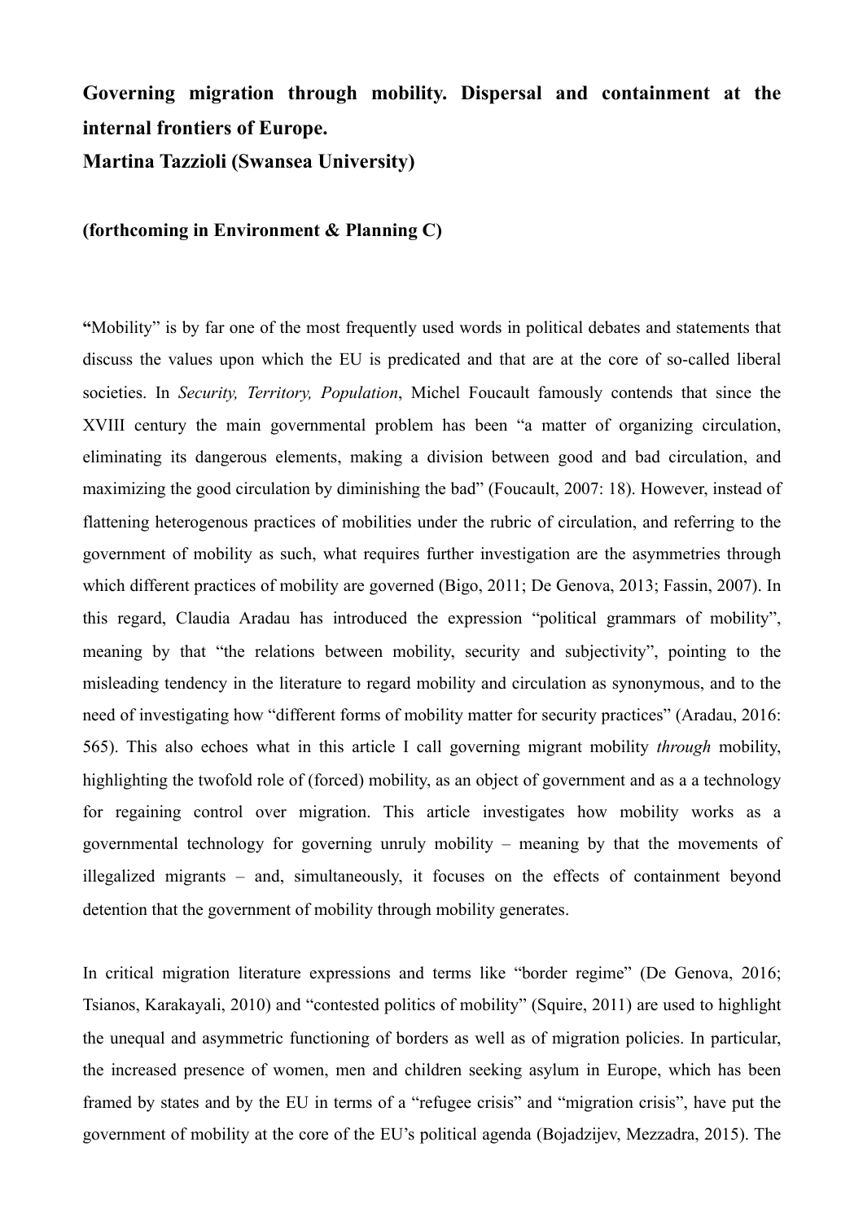**Governing migration through mobility. Dispersal and containment at the internal frontiers of Europe.**
**Martina Tazzioli (Swansea University)**

**(forthcoming in Environment & Planning C)**

**"**Mobility" is by far one of the most frequently used words in political debates and statements that discuss the values upon which the EU is predicated and that are at the core of so-called liberal societies. In *Security, Territory, Population*, Michel Foucault famously contends that since the XVIII century the main governmental problem has been "a matter of organizing circulation, eliminating its dangerous elements, making a division between good and bad circulation, and maximizing the good circulation by diminishing the bad" (Foucault, 2007: 18). However, instead of flattening heterogenous practices of mobilities under the rubric of circulation, and referring to the government of mobility as such, what requires further investigation are the asymmetries through which different practices of mobility are governed (Bigo, 2011; De Genova, 2013; Fassin, 2007). In this regard, Claudia Aradau has introduced the expression "political grammars of mobility", meaning by that "the relations between mobility, security and subjectivity", pointing to the misleading tendency in the literature to regard mobility and circulation as synonymous, and to the need of investigating how "different forms of mobility matter for security practices" (Aradau, 2016: 565). This also echoes what in this article I call governing migrant mobility *through* mobility, highlighting the twofold role of (forced) mobility, as an object of government and as a a technology for regaining control over migration. This article investigates how mobility works as a governmental technology for governing unruly mobility – meaning by that the movements of illegalized migrants – and, simultaneously, it focuses on the effects of containment beyond detention that the government of mobility through mobility generates.

In critical migration literature expressions and terms like "border regime" (De Genova, 2016; Tsianos, Karakayali, 2010) and "contested politics of mobility" (Squire, 2011) are used to highlight the unequal and asymmetric functioning of borders as well as of migration policies. In particular, the increased presence of women, men and children seeking asylum in Europe, which has been framed by states and by the EU in terms of a "refugee crisis" and "migration crisis", have put the government of mobility at the core of the EU's political agenda (Bojadzijev, Mezzadra, 2015). The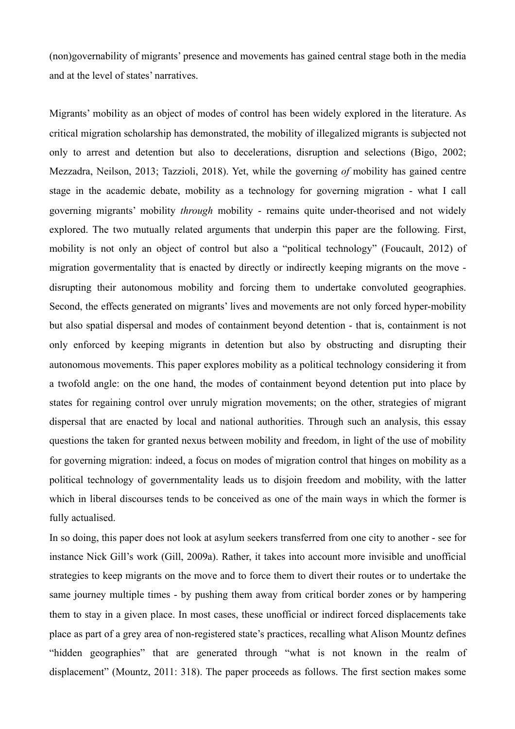(non)governability of migrants' presence and movements has gained central stage both in the media and at the level of states' narratives.

Migrants' mobility as an object of modes of control has been widely explored in the literature. As critical migration scholarship has demonstrated, the mobility of illegalized migrants is subjected not only to arrest and detention but also to decelerations, disruption and selections (Bigo, 2002; Mezzadra, Neilson, 2013; Tazzioli, 2018). Yet, while the governing *of* mobility has gained centre stage in the academic debate, mobility as a technology for governing migration - what I call governing migrants' mobility *through* mobility - remains quite under-theorised and not widely explored. The two mutually related arguments that underpin this paper are the following. First, mobility is not only an object of control but also a "political technology" (Foucault, 2012) of migration govermentality that is enacted by directly or indirectly keeping migrants on the move - disrupting their autonomous mobility and forcing them to undertake convoluted geographies. Second, the effects generated on migrants' lives and movements are not only forced hyper-mobility but also spatial dispersal and modes of containment beyond detention - that is, containment is not only enforced by keeping migrants in detention but also by obstructing and disrupting their autonomous movements. This paper explores mobility as a political technology considering it from a twofold angle: on the one hand, the modes of containment beyond detention put into place by states for regaining control over unruly migration movements; on the other, strategies of migrant dispersal that are enacted by local and national authorities. Through such an analysis, this essay questions the taken for granted nexus between mobility and freedom, in light of the use of mobility for governing migration: indeed, a focus on modes of migration control that hinges on mobility as a political technology of governmentality leads us to disjoin freedom and mobility, with the latter which in liberal discourses tends to be conceived as one of the main ways in which the former is fully actualised.

In so doing, this paper does not look at asylum seekers transferred from one city to another - see for instance Nick Gill's work (Gill, 2009a). Rather, it takes into account more invisible and unofficial strategies to keep migrants on the move and to force them to divert their routes or to undertake the same journey multiple times - by pushing them away from critical border zones or by hampering them to stay in a given place. In most cases, these unofficial or indirect forced displacements take place as part of a grey area of non-registered state's practices, recalling what Alison Mountz defines "hidden geographies" that are generated through "what is not known in the realm of displacement" (Mountz, 2011: 318). The paper proceeds as follows. The first section makes some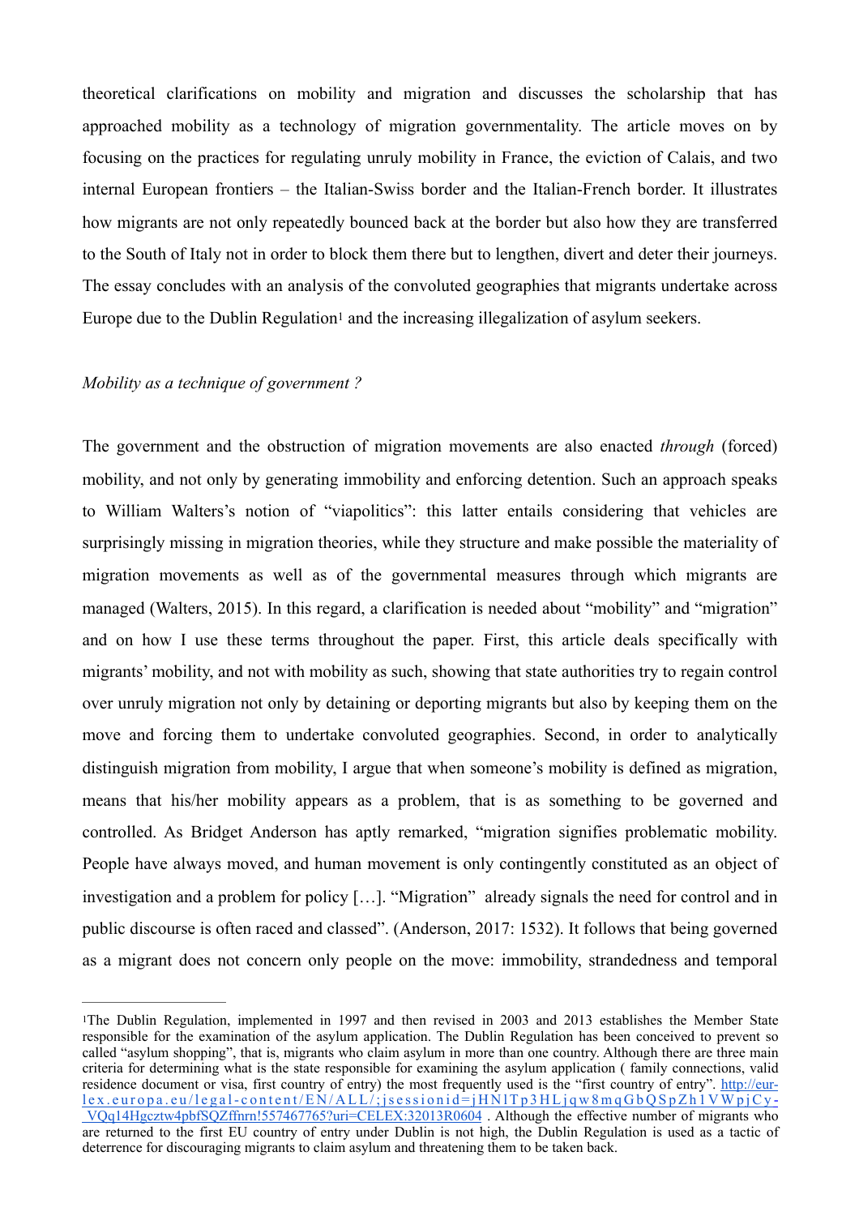theoretical clarifications on mobility and migration and discusses the scholarship that has approached mobility as a technology of migration governmentality. The article moves on by focusing on the practices for regulating unruly mobility in France, the eviction of Calais, and two internal European frontiers – the Italian-Swiss border and the Italian-French border. It illustrates how migrants are not only repeatedly bounced back at the border but also how they are transferred to the South of Italy not in order to block them there but to lengthen, divert and deter their journeys. The essay concludes with an analysis of the convoluted geographies that migrants undertake across Europe due to the Dublin Regulation[1] and the increasing illegalization of asylum seekers.

*Mobility as a technique of government ?*

The government and the obstruction of migration movements are also enacted *through* (forced) mobility, and not only by generating immobility and enforcing detention. Such an approach speaks to William Walters's notion of "viapolitics": this latter entails considering that vehicles are surprisingly missing in migration theories, while they structure and make possible the materiality of migration movements as well as of the governmental measures through which migrants are managed (Walters, 2015). In this regard, a clarification is needed about "mobility" and "migration" and on how I use these terms throughout the paper. First, this article deals specifically with migrants' mobility, and not with mobility as such, showing that state authorities try to regain control over unruly migration not only by detaining or deporting migrants but also by keeping them on the move and forcing them to undertake convoluted geographies. Second, in order to analytically distinguish migration from mobility, I argue that when someone's mobility is defined as migration, means that his/her mobility appears as a problem, that is as something to be governed and controlled. As Bridget Anderson has aptly remarked, "migration signifies problematic mobility. People have always moved, and human movement is only contingently constituted as an object of investigation and a problem for policy […]. "Migration" already signals the need for control and in public discourse is often raced and classed". (Anderson, 2017: 1532). It follows that being governed as a migrant does not concern only people on the move: immobility, strandedness and temporal

---

[1] The Dublin Regulation, implemented in 1997 and then revised in 2003 and 2013 establishes the Member State responsible for the examination of the asylum application. The Dublin Regulation has been conceived to prevent so called "asylum shopping", that is, migrants who claim asylum in more than one country. Although there are three main criteria for determining what is the state responsible for examining the asylum application ( family connections, valid residence document or visa, first country of entry) the most frequently used is the "first country of entry". http://eur-lex.europa.eu/legal-content/EN/ALL/;jsessionid=jHNlTp3HLjqw8mqGbQSpZh1VWpjCy-_VQq14Hgcztw4pbfSQZffnrn!557467765?uri=CELEX:32013R0604 . Although the effective number of migrants who are returned to the first EU country of entry under Dublin is not high, the Dublin Regulation is used as a tactic of deterrence for discouraging migrants to claim asylum and threatening them to be taken back.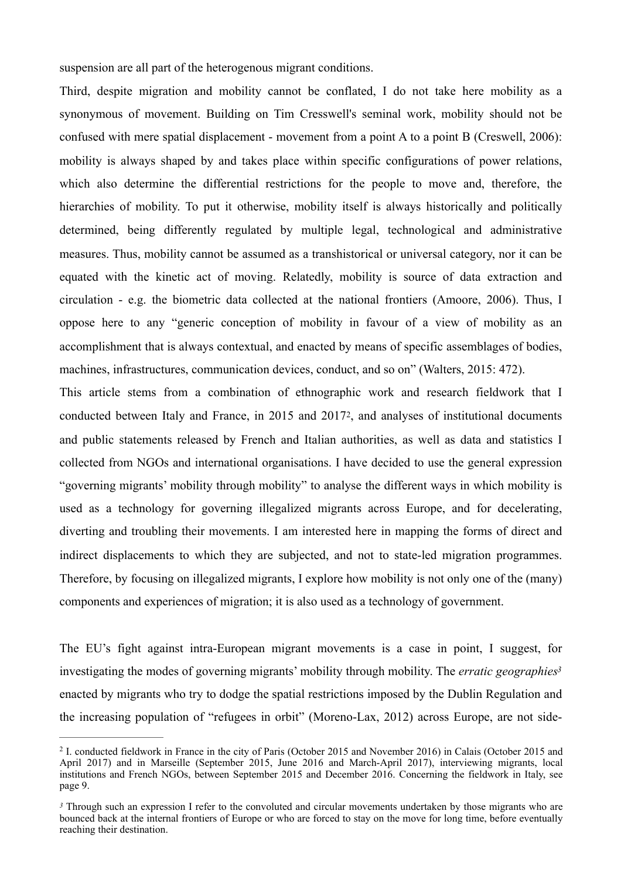suspension are all part of the heterogenous migrant conditions.

Third, despite migration and mobility cannot be conflated, I do not take here mobility as a synonymous of movement. Building on Tim Cresswell's seminal work, mobility should not be confused with mere spatial displacement - movement from a point A to a point B (Creswell, 2006): mobility is always shaped by and takes place within specific configurations of power relations, which also determine the differential restrictions for the people to move and, therefore, the hierarchies of mobility. To put it otherwise, mobility itself is always historically and politically determined, being differently regulated by multiple legal, technological and administrative measures. Thus, mobility cannot be assumed as a transhistorical or universal category, nor it can be equated with the kinetic act of moving. Relatedly, mobility is source of data extraction and circulation - e.g. the biometric data collected at the national frontiers (Amoore, 2006). Thus, I oppose here to any "generic conception of mobility in favour of a view of mobility as an accomplishment that is always contextual, and enacted by means of specific assemblages of bodies, machines, infrastructures, communication devices, conduct, and so on" (Walters, 2015: 472).

This article stems from a combination of ethnographic work and research fieldwork that I conducted between Italy and France, in 2015 and 2017[2], and analyses of institutional documents and public statements released by French and Italian authorities, as well as data and statistics I collected from NGOs and international organisations. I have decided to use the general expression "governing migrants' mobility through mobility" to analyse the different ways in which mobility is used as a technology for governing illegalized migrants across Europe, and for decelerating, diverting and troubling their movements. I am interested here in mapping the forms of direct and indirect displacements to which they are subjected, and not to state-led migration programmes. Therefore, by focusing on illegalized migrants, I explore how mobility is not only one of the (many) components and experiences of migration; it is also used as a technology of government.

The EU's fight against intra-European migrant movements is a case in point, I suggest, for investigating the modes of governing migrants' mobility through mobility. The *erratic geographies*[3] enacted by migrants who try to dodge the spatial restrictions imposed by the Dublin Regulation and the increasing population of "refugees in orbit" (Moreno-Lax, 2012) across Europe, are not side-

---

[2] I. conducted fieldwork in France in the city of Paris (October 2015 and November 2016) in Calais (October 2015 and April 2017) and in Marseille (September 2015, June 2016 and March-April 2017), interviewing migrants, local institutions and French NGOs, between September 2015 and December 2016. Concerning the fieldwork in Italy, see page 9.

[3] Through such an expression I refer to the convoluted and circular movements undertaken by those migrants who are bounced back at the internal frontiers of Europe or who are forced to stay on the move for long time, before eventually reaching their destination.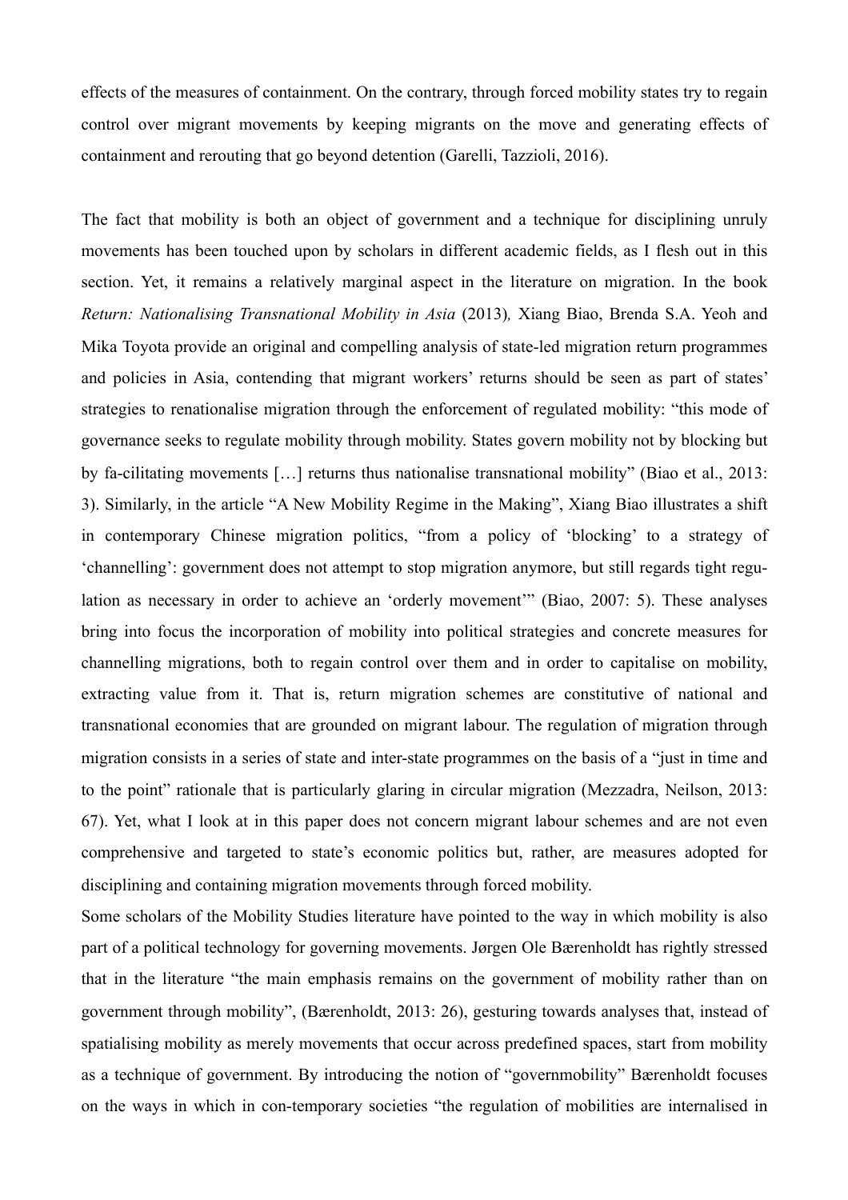effects of the measures of containment. On the contrary, through forced mobility states try to regain control over migrant movements by keeping migrants on the move and generating effects of containment and rerouting that go beyond detention (Garelli, Tazzioli, 2016).

The fact that mobility is both an object of government and a technique for disciplining unruly movements has been touched upon by scholars in different academic fields, as I flesh out in this section. Yet, it remains a relatively marginal aspect in the literature on migration. In the book *Return: Nationalising Transnational Mobility in Asia* (2013)*,* Xiang Biao, Brenda S.A. Yeoh and Mika Toyota provide an original and compelling analysis of state-led migration return programmes and policies in Asia, contending that migrant workers' returns should be seen as part of states' strategies to renationalise migration through the enforcement of regulated mobility: "this mode of governance seeks to regulate mobility through mobility. States govern mobility not by blocking but by fa-cilitating movements […] returns thus nationalise transnational mobility" (Biao et al., 2013: 3). Similarly, in the article "A New Mobility Regime in the Making", Xiang Biao illustrates a shift in contemporary Chinese migration politics, "from a policy of 'blocking' to a strategy of 'channelling': government does not attempt to stop migration anymore, but still regards tight regu-lation as necessary in order to achieve an 'orderly movement'" (Biao, 2007: 5). These analyses bring into focus the incorporation of mobility into political strategies and concrete measures for channelling migrations, both to regain control over them and in order to capitalise on mobility, extracting value from it. That is, return migration schemes are constitutive of national and transnational economies that are grounded on migrant labour. The regulation of migration through migration consists in a series of state and inter-state programmes on the basis of a "just in time and to the point" rationale that is particularly glaring in circular migration (Mezzadra, Neilson, 2013: 67). Yet, what I look at in this paper does not concern migrant labour schemes and are not even comprehensive and targeted to state's economic politics but, rather, are measures adopted for disciplining and containing migration movements through forced mobility.

Some scholars of the Mobility Studies literature have pointed to the way in which mobility is also part of a political technology for governing movements. Jørgen Ole Bærenholdt has rightly stressed that in the literature "the main emphasis remains on the government of mobility rather than on government through mobility", (Bærenholdt, 2013: 26), gesturing towards analyses that, instead of spatialising mobility as merely movements that occur across predefined spaces, start from mobility as a technique of government. By introducing the notion of "governmobility" Bærenholdt focuses on the ways in which in con-temporary societies "the regulation of mobilities are internalised in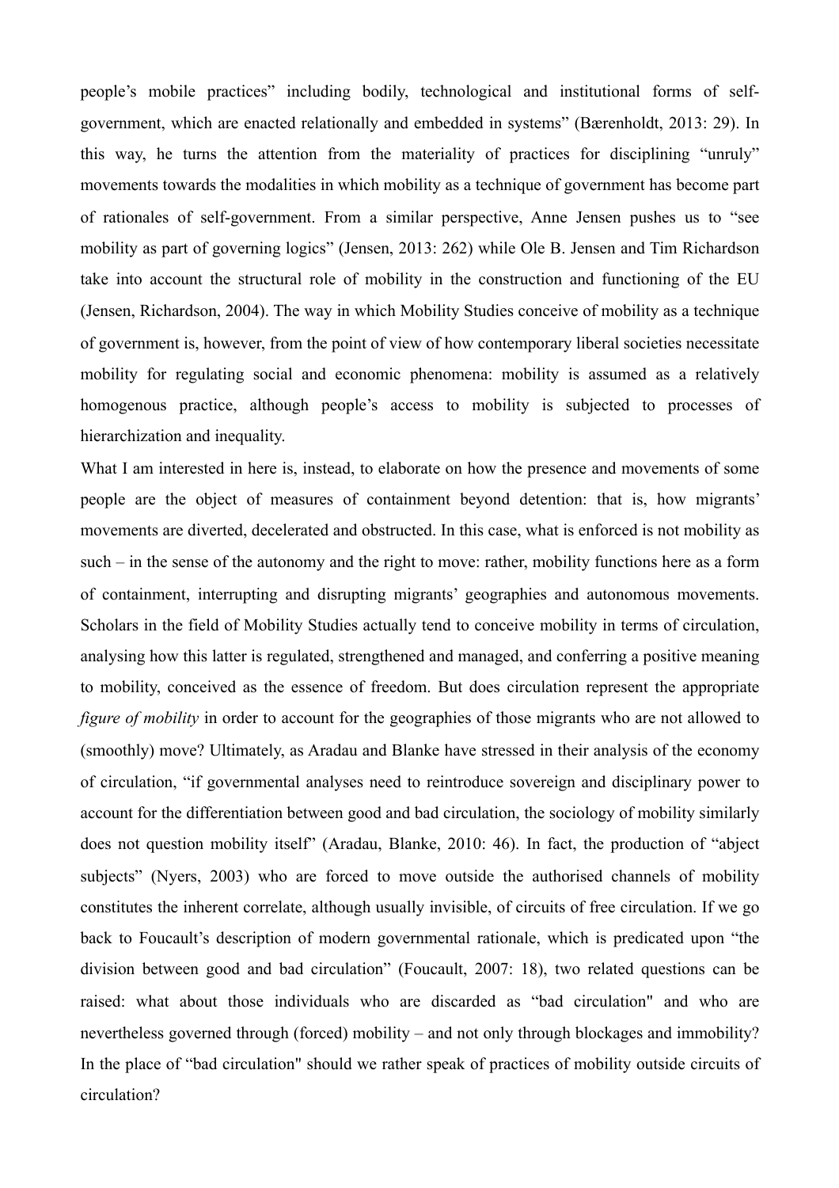people's mobile practices" including bodily, technological and institutional forms of self-government, which are enacted relationally and embedded in systems" (Bærenholdt, 2013: 29). In this way, he turns the attention from the materiality of practices for disciplining "unruly" movements towards the modalities in which mobility as a technique of government has become part of rationales of self-government. From a similar perspective, Anne Jensen pushes us to "see mobility as part of governing logics" (Jensen, 2013: 262) while Ole B. Jensen and Tim Richardson take into account the structural role of mobility in the construction and functioning of the EU (Jensen, Richardson, 2004). The way in which Mobility Studies conceive of mobility as a technique of government is, however, from the point of view of how contemporary liberal societies necessitate mobility for regulating social and economic phenomena: mobility is assumed as a relatively homogenous practice, although people's access to mobility is subjected to processes of hierarchization and inequality.

What I am interested in here is, instead, to elaborate on how the presence and movements of some people are the object of measures of containment beyond detention: that is, how migrants' movements are diverted, decelerated and obstructed. In this case, what is enforced is not mobility as such – in the sense of the autonomy and the right to move: rather, mobility functions here as a form of containment, interrupting and disrupting migrants' geographies and autonomous movements. Scholars in the field of Mobility Studies actually tend to conceive mobility in terms of circulation, analysing how this latter is regulated, strengthened and managed, and conferring a positive meaning to mobility, conceived as the essence of freedom. But does circulation represent the appropriate *figure of mobility* in order to account for the geographies of those migrants who are not allowed to (smoothly) move? Ultimately, as Aradau and Blanke have stressed in their analysis of the economy of circulation, "if governmental analyses need to reintroduce sovereign and disciplinary power to account for the differentiation between good and bad circulation, the sociology of mobility similarly does not question mobility itself" (Aradau, Blanke, 2010: 46). In fact, the production of "abject subjects" (Nyers, 2003) who are forced to move outside the authorised channels of mobility constitutes the inherent correlate, although usually invisible, of circuits of free circulation. If we go back to Foucault's description of modern governmental rationale, which is predicated upon "the division between good and bad circulation" (Foucault, 2007: 18), two related questions can be raised: what about those individuals who are discarded as "bad circulation" and who are nevertheless governed through (forced) mobility – and not only through blockages and immobility? In the place of "bad circulation" should we rather speak of practices of mobility outside circuits of circulation?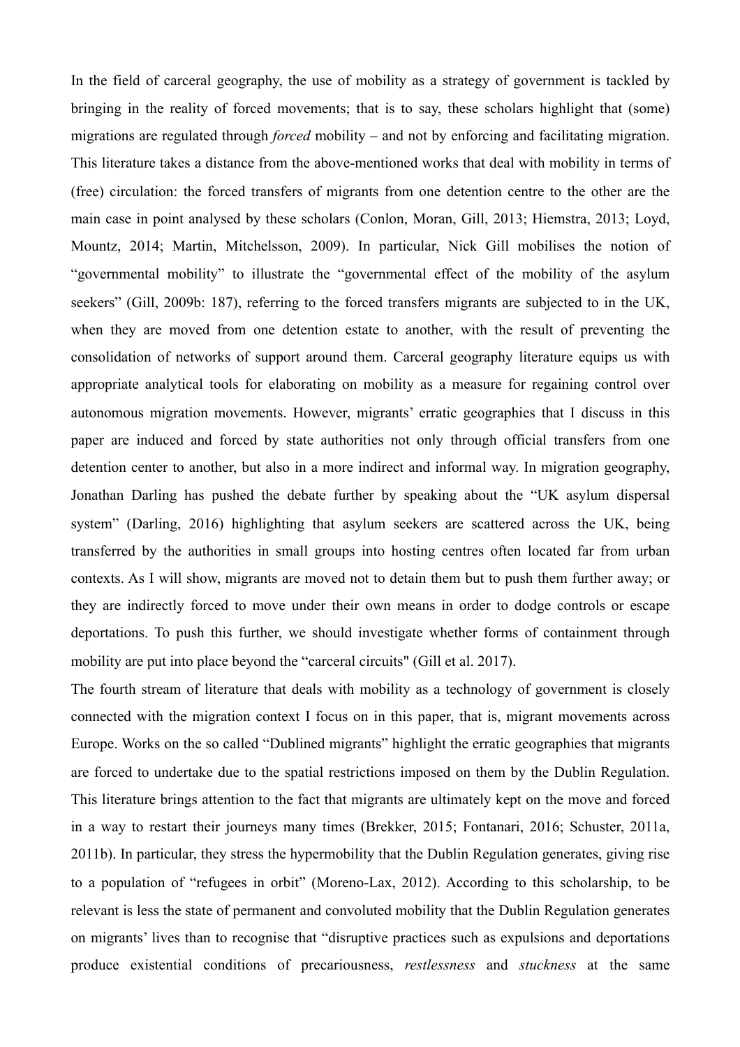In the field of carceral geography, the use of mobility as a strategy of government is tackled by bringing in the reality of forced movements; that is to say, these scholars highlight that (some) migrations are regulated through *forced* mobility – and not by enforcing and facilitating migration. This literature takes a distance from the above-mentioned works that deal with mobility in terms of (free) circulation: the forced transfers of migrants from one detention centre to the other are the main case in point analysed by these scholars (Conlon, Moran, Gill, 2013; Hiemstra, 2013; Loyd, Mountz, 2014; Martin, Mitchelsson, 2009). In particular, Nick Gill mobilises the notion of "governmental mobility" to illustrate the "governmental effect of the mobility of the asylum seekers" (Gill, 2009b: 187), referring to the forced transfers migrants are subjected to in the UK, when they are moved from one detention estate to another, with the result of preventing the consolidation of networks of support around them. Carceral geography literature equips us with appropriate analytical tools for elaborating on mobility as a measure for regaining control over autonomous migration movements. However, migrants' erratic geographies that I discuss in this paper are induced and forced by state authorities not only through official transfers from one detention center to another, but also in a more indirect and informal way. In migration geography, Jonathan Darling has pushed the debate further by speaking about the "UK asylum dispersal system" (Darling, 2016) highlighting that asylum seekers are scattered across the UK, being transferred by the authorities in small groups into hosting centres often located far from urban contexts. As I will show, migrants are moved not to detain them but to push them further away; or they are indirectly forced to move under their own means in order to dodge controls or escape deportations. To push this further, we should investigate whether forms of containment through mobility are put into place beyond the "carceral circuits" (Gill et al. 2017).

The fourth stream of literature that deals with mobility as a technology of government is closely connected with the migration context I focus on in this paper, that is, migrant movements across Europe. Works on the so called "Dublined migrants" highlight the erratic geographies that migrants are forced to undertake due to the spatial restrictions imposed on them by the Dublin Regulation. This literature brings attention to the fact that migrants are ultimately kept on the move and forced in a way to restart their journeys many times (Brekker, 2015; Fontanari, 2016; Schuster, 2011a, 2011b). In particular, they stress the hypermobility that the Dublin Regulation generates, giving rise to a population of "refugees in orbit" (Moreno-Lax, 2012). According to this scholarship, to be relevant is less the state of permanent and convoluted mobility that the Dublin Regulation generates on migrants' lives than to recognise that "disruptive practices such as expulsions and deportations produce existential conditions of precariousness, *restlessness* and *stuckness* at the same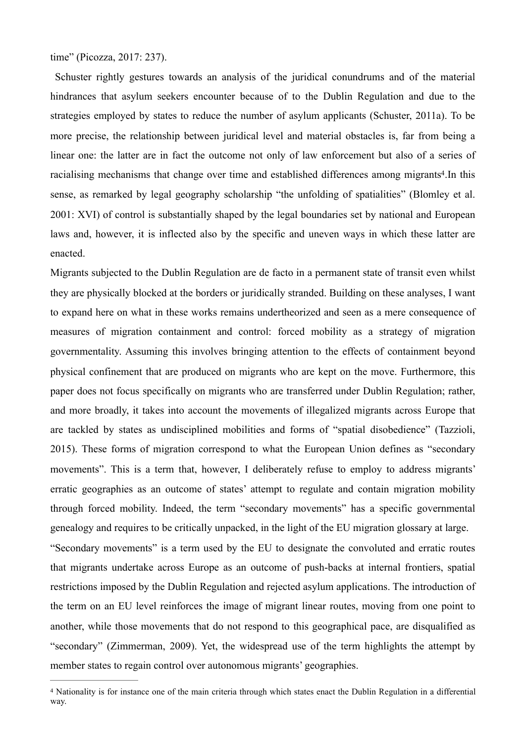time" (Picozza, 2017: 237).

Schuster rightly gestures towards an analysis of the juridical conundrums and of the material hindrances that asylum seekers encounter because of to the Dublin Regulation and due to the strategies employed by states to reduce the number of asylum applicants (Schuster, 2011a). To be more precise, the relationship between juridical level and material obstacles is, far from being a linear one: the latter are in fact the outcome not only of law enforcement but also of a series of racialising mechanisms that change over time and established differences among migrants[4].In this sense, as remarked by legal geography scholarship "the unfolding of spatialities" (Blomley et al. 2001: XVI) of control is substantially shaped by the legal boundaries set by national and European laws and, however, it is inflected also by the specific and uneven ways in which these latter are enacted.

Migrants subjected to the Dublin Regulation are de facto in a permanent state of transit even whilst they are physically blocked at the borders or juridically stranded. Building on these analyses, I want to expand here on what in these works remains undertheorized and seen as a mere consequence of measures of migration containment and control: forced mobility as a strategy of migration governmentality. Assuming this involves bringing attention to the effects of containment beyond physical confinement that are produced on migrants who are kept on the move. Furthermore, this paper does not focus specifically on migrants who are transferred under Dublin Regulation; rather, and more broadly, it takes into account the movements of illegalized migrants across Europe that are tackled by states as undisciplined mobilities and forms of "spatial disobedience" (Tazzioli, 2015). These forms of migration correspond to what the European Union defines as "secondary movements". This is a term that, however, I deliberately refuse to employ to address migrants' erratic geographies as an outcome of states' attempt to regulate and contain migration mobility through forced mobility. Indeed, the term "secondary movements" has a specific governmental genealogy and requires to be critically unpacked, in the light of the EU migration glossary at large.

"Secondary movements" is a term used by the EU to designate the convoluted and erratic routes that migrants undertake across Europe as an outcome of push-backs at internal frontiers, spatial restrictions imposed by the Dublin Regulation and rejected asylum applications. The introduction of the term on an EU level reinforces the image of migrant linear routes, moving from one point to another, while those movements that do not respond to this geographical pace, are disqualified as "secondary" (Zimmerman, 2009). Yet, the widespread use of the term highlights the attempt by member states to regain control over autonomous migrants' geographies.

---

[4] Nationality is for instance one of the main criteria through which states enact the Dublin Regulation in a differential way.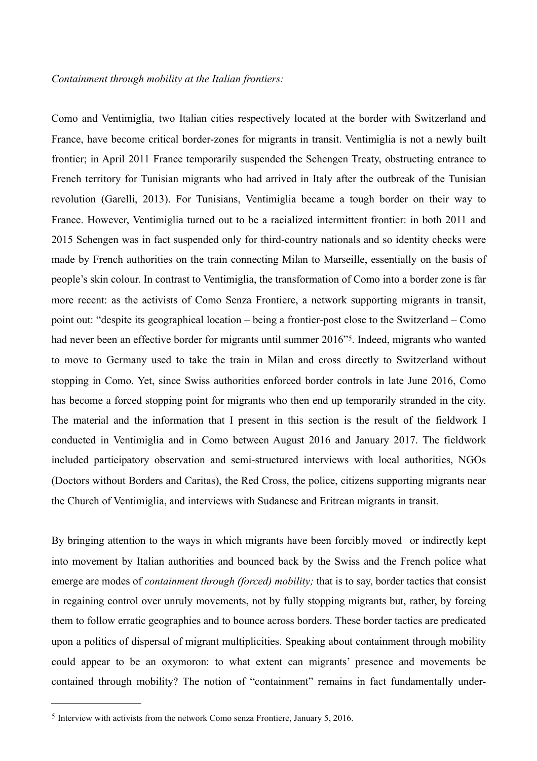*Containment through mobility at the Italian frontiers:*

Como and Ventimiglia, two Italian cities respectively located at the border with Switzerland and France, have become critical border-zones for migrants in transit. Ventimiglia is not a newly built frontier; in April 2011 France temporarily suspended the Schengen Treaty, obstructing entrance to French territory for Tunisian migrants who had arrived in Italy after the outbreak of the Tunisian revolution (Garelli, 2013). For Tunisians, Ventimiglia became a tough border on their way to France. However, Ventimiglia turned out to be a racialized intermittent frontier: in both 2011 and 2015 Schengen was in fact suspended only for third-country nationals and so identity checks were made by French authorities on the train connecting Milan to Marseille, essentially on the basis of people's skin colour. In contrast to Ventimiglia, the transformation of Como into a border zone is far more recent: as the activists of Como Senza Frontiere, a network supporting migrants in transit, point out: "despite its geographical location – being a frontier-post close to the Switzerland – Como had never been an effective border for migrants until summer 2016"[5]. Indeed, migrants who wanted to move to Germany used to take the train in Milan and cross directly to Switzerland without stopping in Como. Yet, since Swiss authorities enforced border controls in late June 2016, Como has become a forced stopping point for migrants who then end up temporarily stranded in the city. The material and the information that I present in this section is the result of the fieldwork I conducted in Ventimiglia and in Como between August 2016 and January 2017. The fieldwork included participatory observation and semi-structured interviews with local authorities, NGOs (Doctors without Borders and Caritas), the Red Cross, the police, citizens supporting migrants near the Church of Ventimiglia, and interviews with Sudanese and Eritrean migrants in transit.

By bringing attention to the ways in which migrants have been forcibly moved or indirectly kept into movement by Italian authorities and bounced back by the Swiss and the French police what emerge are modes of *containment through (forced) mobility;* that is to say, border tactics that consist in regaining control over unruly movements, not by fully stopping migrants but, rather, by forcing them to follow erratic geographies and to bounce across borders. These border tactics are predicated upon a politics of dispersal of migrant multiplicities. Speaking about containment through mobility could appear to be an oxymoron: to what extent can migrants' presence and movements be contained through mobility? The notion of "containment" remains in fact fundamentally under-

---

[5] Interview with activists from the network Como senza Frontiere, January 5, 2016.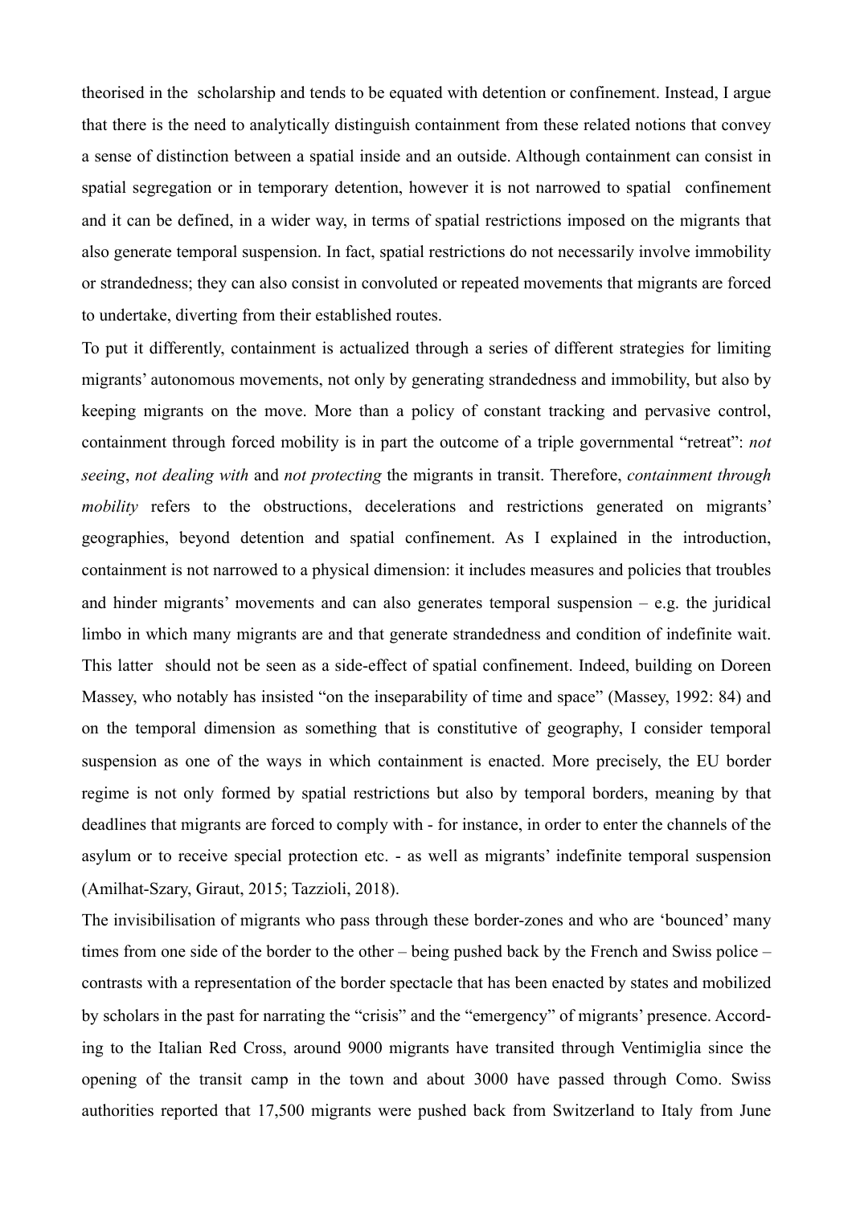theorised in the scholarship and tends to be equated with detention or confinement. Instead, I argue that there is the need to analytically distinguish containment from these related notions that convey a sense of distinction between a spatial inside and an outside. Although containment can consist in spatial segregation or in temporary detention, however it is not narrowed to spatial confinement and it can be defined, in a wider way, in terms of spatial restrictions imposed on the migrants that also generate temporal suspension. In fact, spatial restrictions do not necessarily involve immobility or strandedness; they can also consist in convoluted or repeated movements that migrants are forced to undertake, diverting from their established routes.

To put it differently, containment is actualized through a series of different strategies for limiting migrants' autonomous movements, not only by generating strandedness and immobility, but also by keeping migrants on the move. More than a policy of constant tracking and pervasive control, containment through forced mobility is in part the outcome of a triple governmental "retreat": *not seeing*, *not dealing with* and *not protecting* the migrants in transit. Therefore, *containment through mobility* refers to the obstructions, decelerations and restrictions generated on migrants' geographies, beyond detention and spatial confinement. As I explained in the introduction, containment is not narrowed to a physical dimension: it includes measures and policies that troubles and hinder migrants' movements and can also generates temporal suspension – e.g. the juridical limbo in which many migrants are and that generate strandedness and condition of indefinite wait. This latter should not be seen as a side-effect of spatial confinement. Indeed, building on Doreen Massey, who notably has insisted "on the inseparability of time and space" (Massey, 1992: 84) and on the temporal dimension as something that is constitutive of geography, I consider temporal suspension as one of the ways in which containment is enacted. More precisely, the EU border regime is not only formed by spatial restrictions but also by temporal borders, meaning by that deadlines that migrants are forced to comply with - for instance, in order to enter the channels of the asylum or to receive special protection etc. - as well as migrants' indefinite temporal suspension (Amilhat-Szary, Giraut, 2015; Tazzioli, 2018).

The invisibilisation of migrants who pass through these border-zones and who are 'bounced' many times from one side of the border to the other – being pushed back by the French and Swiss police – contrasts with a representation of the border spectacle that has been enacted by states and mobilized by scholars in the past for narrating the "crisis" and the "emergency" of migrants' presence. According to the Italian Red Cross, around 9000 migrants have transited through Ventimiglia since the opening of the transit camp in the town and about 3000 have passed through Como. Swiss authorities reported that 17,500 migrants were pushed back from Switzerland to Italy from June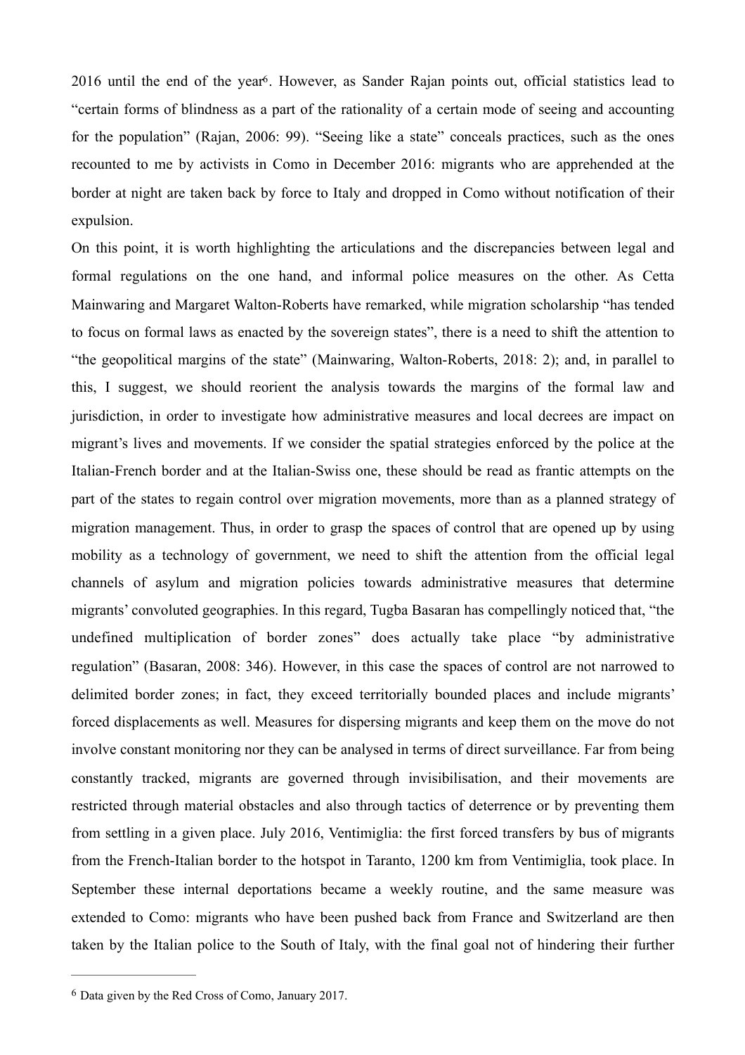2016 until the end of the year[6]. However, as Sander Rajan points out, official statistics lead to "certain forms of blindness as a part of the rationality of a certain mode of seeing and accounting for the population" (Rajan, 2006: 99). "Seeing like a state" conceals practices, such as the ones recounted to me by activists in Como in December 2016: migrants who are apprehended at the border at night are taken back by force to Italy and dropped in Como without notification of their expulsion.

On this point, it is worth highlighting the articulations and the discrepancies between legal and formal regulations on the one hand, and informal police measures on the other. As Cetta Mainwaring and Margaret Walton-Roberts have remarked, while migration scholarship "has tended to focus on formal laws as enacted by the sovereign states", there is a need to shift the attention to "the geopolitical margins of the state" (Mainwaring, Walton-Roberts, 2018: 2); and, in parallel to this, I suggest, we should reorient the analysis towards the margins of the formal law and jurisdiction, in order to investigate how administrative measures and local decrees are impact on migrant's lives and movements. If we consider the spatial strategies enforced by the police at the Italian-French border and at the Italian-Swiss one, these should be read as frantic attempts on the part of the states to regain control over migration movements, more than as a planned strategy of migration management. Thus, in order to grasp the spaces of control that are opened up by using mobility as a technology of government, we need to shift the attention from the official legal channels of asylum and migration policies towards administrative measures that determine migrants' convoluted geographies. In this regard, Tugba Basaran has compellingly noticed that, "the undefined multiplication of border zones" does actually take place "by administrative regulation" (Basaran, 2008: 346). However, in this case the spaces of control are not narrowed to delimited border zones; in fact, they exceed territorially bounded places and include migrants' forced displacements as well. Measures for dispersing migrants and keep them on the move do not involve constant monitoring nor they can be analysed in terms of direct surveillance. Far from being constantly tracked, migrants are governed through invisibilisation, and their movements are restricted through material obstacles and also through tactics of deterrence or by preventing them from settling in a given place. July 2016, Ventimiglia: the first forced transfers by bus of migrants from the French-Italian border to the hotspot in Taranto, 1200 km from Ventimiglia, took place. In September these internal deportations became a weekly routine, and the same measure was extended to Como: migrants who have been pushed back from France and Switzerland are then taken by the Italian police to the South of Italy, with the final goal not of hindering their further

---

[6] Data given by the Red Cross of Como, January 2017.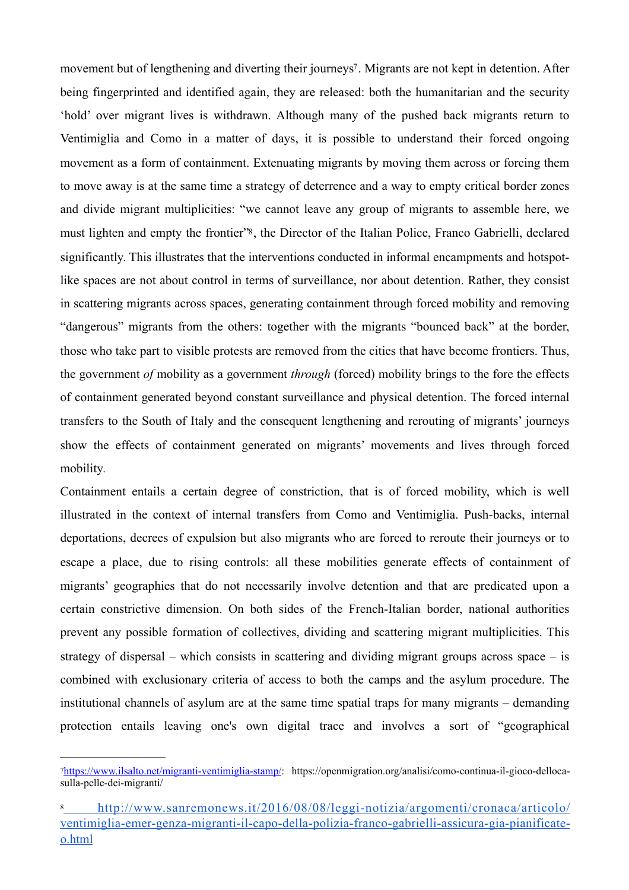movement but of lengthening and diverting their journeys[7]. Migrants are not kept in detention. After being fingerprinted and identified again, they are released: both the humanitarian and the security 'hold' over migrant lives is withdrawn. Although many of the pushed back migrants return to Ventimiglia and Como in a matter of days, it is possible to understand their forced ongoing movement as a form of containment. Extenuating migrants by moving them across or forcing them to move away is at the same time a strategy of deterrence and a way to empty critical border zones and divide migrant multiplicities: "we cannot leave any group of migrants to assemble here, we must lighten and empty the frontier"[8], the Director of the Italian Police, Franco Gabrielli, declared significantly. This illustrates that the interventions conducted in informal encampments and hotspot-like spaces are not about control in terms of surveillance, nor about detention. Rather, they consist in scattering migrants across spaces, generating containment through forced mobility and removing "dangerous" migrants from the others: together with the migrants "bounced back" at the border, those who take part to visible protests are removed from the cities that have become frontiers. Thus, the government *of* mobility as a government *through* (forced) mobility brings to the fore the effects of containment generated beyond constant surveillance and physical detention. The forced internal transfers to the South of Italy and the consequent lengthening and rerouting of migrants' journeys show the effects of containment generated on migrants' movements and lives through forced mobility.

Containment entails a certain degree of constriction, that is of forced mobility, which is well illustrated in the context of internal transfers from Como and Ventimiglia. Push-backs, internal deportations, decrees of expulsion but also migrants who are forced to reroute their journeys or to escape a place, due to rising controls: all these mobilities generate effects of containment of migrants' geographies that do not necessarily involve detention and that are predicated upon a certain constrictive dimension. On both sides of the French-Italian border, national authorities prevent any possible formation of collectives, dividing and scattering migrant multiplicities. This strategy of dispersal – which consists in scattering and dividing migrant groups across space – is combined with exclusionary criteria of access to both the camps and the asylum procedure. The institutional channels of asylum are at the same time spatial traps for many migrants – demanding protection entails leaving one's own digital trace and involves a sort of "geographical

---

[7] https://www.ilsalto.net/migranti-ventimiglia-stamp/; https://openmigration.org/analisi/como-continua-il-gioco-delloca-sulla-pelle-dei-migranti/

[8] http://www.sanremonews.it/2016/08/08/leggi-notizia/argomenti/cronaca/articolo/ventimiglia-emer-genza-migranti-il-capo-della-polizia-franco-gabrielli-assicura-gia-pianificate-o.html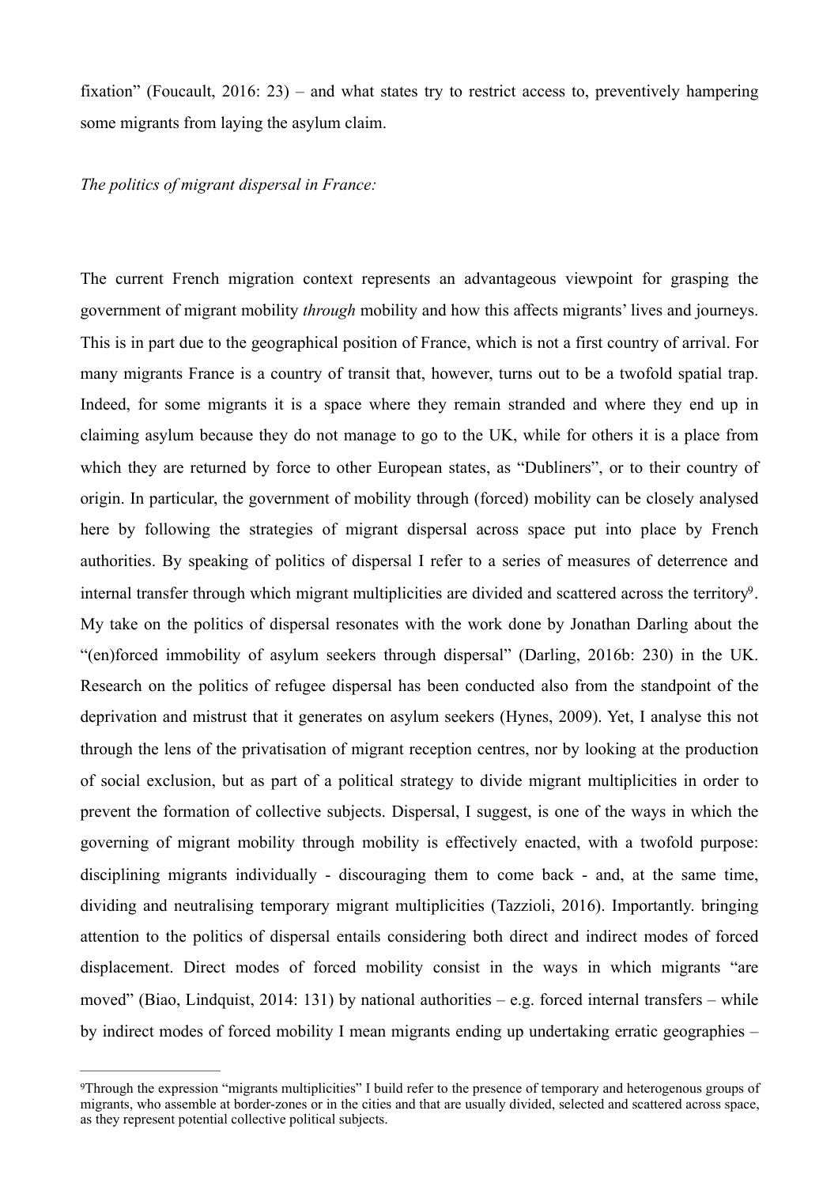fixation" (Foucault, 2016: 23) – and what states try to restrict access to, preventively hampering some migrants from laying the asylum claim.

*The politics of migrant dispersal in France:*

The current French migration context represents an advantageous viewpoint for grasping the government of migrant mobility *through* mobility and how this affects migrants' lives and journeys. This is in part due to the geographical position of France, which is not a first country of arrival. For many migrants France is a country of transit that, however, turns out to be a twofold spatial trap. Indeed, for some migrants it is a space where they remain stranded and where they end up in claiming asylum because they do not manage to go to the UK, while for others it is a place from which they are returned by force to other European states, as "Dubliners", or to their country of origin. In particular, the government of mobility through (forced) mobility can be closely analysed here by following the strategies of migrant dispersal across space put into place by French authorities. By speaking of politics of dispersal I refer to a series of measures of deterrence and internal transfer through which migrant multiplicities are divided and scattered across the territory[9]. My take on the politics of dispersal resonates with the work done by Jonathan Darling about the "(en)forced immobility of asylum seekers through dispersal" (Darling, 2016b: 230) in the UK. Research on the politics of refugee dispersal has been conducted also from the standpoint of the deprivation and mistrust that it generates on asylum seekers (Hynes, 2009). Yet, I analyse this not through the lens of the privatisation of migrant reception centres, nor by looking at the production of social exclusion, but as part of a political strategy to divide migrant multiplicities in order to prevent the formation of collective subjects. Dispersal, I suggest, is one of the ways in which the governing of migrant mobility through mobility is effectively enacted, with a twofold purpose: disciplining migrants individually - discouraging them to come back - and, at the same time, dividing and neutralising temporary migrant multiplicities (Tazzioli, 2016). Importantly. bringing attention to the politics of dispersal entails considering both direct and indirect modes of forced displacement. Direct modes of forced mobility consist in the ways in which migrants "are moved" (Biao, Lindquist, 2014: 131) by national authorities – e.g. forced internal transfers – while by indirect modes of forced mobility I mean migrants ending up undertaking erratic geographies –

[9]Through the expression "migrants multiplicities" I build refer to the presence of temporary and heterogenous groups of migrants, who assemble at border-zones or in the cities and that are usually divided, selected and scattered across space, as they represent potential collective political subjects.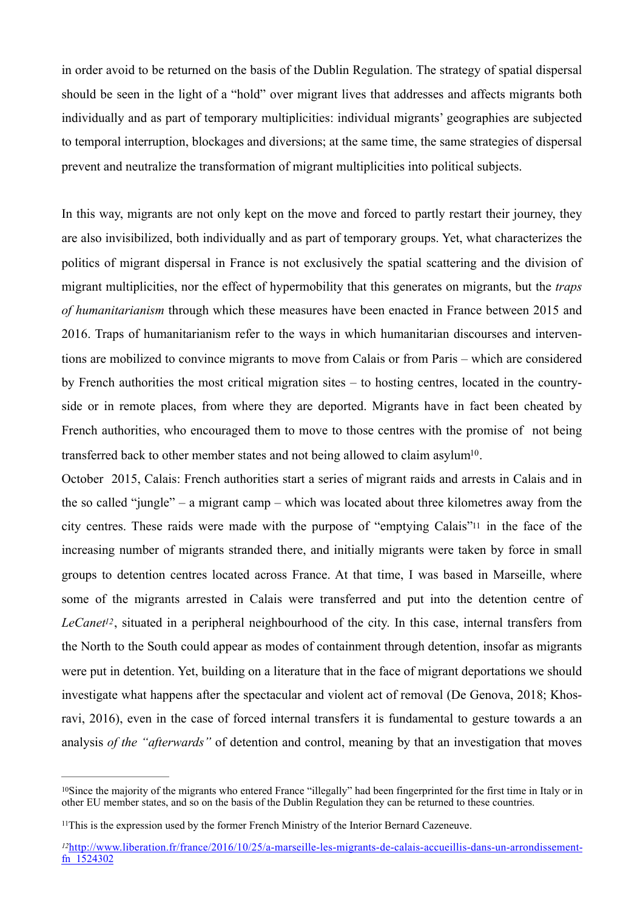in order avoid to be returned on the basis of the Dublin Regulation. The strategy of spatial dispersal should be seen in the light of a "hold" over migrant lives that addresses and affects migrants both individually and as part of temporary multiplicities: individual migrants' geographies are subjected to temporal interruption, blockages and diversions; at the same time, the same strategies of dispersal prevent and neutralize the transformation of migrant multiplicities into political subjects.

In this way, migrants are not only kept on the move and forced to partly restart their journey, they are also invisibilized, both individually and as part of temporary groups. Yet, what characterizes the politics of migrant dispersal in France is not exclusively the spatial scattering and the division of migrant multiplicities, nor the effect of hypermobility that this generates on migrants, but the *traps of humanitarianism* through which these measures have been enacted in France between 2015 and 2016. Traps of humanitarianism refer to the ways in which humanitarian discourses and interventions are mobilized to convince migrants to move from Calais or from Paris – which are considered by French authorities the most critical migration sites – to hosting centres, located in the countryside or in remote places, from where they are deported. Migrants have in fact been cheated by French authorities, who encouraged them to move to those centres with the promise of not being transferred back to other member states and not being allowed to claim asylum[10].

October 2015, Calais: French authorities start a series of migrant raids and arrests in Calais and in the so called "jungle" – a migrant camp – which was located about three kilometres away from the city centres. These raids were made with the purpose of "emptying Calais"[11] in the face of the increasing number of migrants stranded there, and initially migrants were taken by force in small groups to detention centres located across France. At that time, I was based in Marseille, where some of the migrants arrested in Calais were transferred and put into the detention centre of *LeCanet*[12], situated in a peripheral neighbourhood of the city. In this case, internal transfers from the North to the South could appear as modes of containment through detention, insofar as migrants were put in detention. Yet, building on a literature that in the face of migrant deportations we should investigate what happens after the spectacular and violent act of removal (De Genova, 2018; Khosravi, 2016), even in the case of forced internal transfers it is fundamental to gesture towards a an analysis *of the "afterwards"* of detention and control, meaning by that an investigation that moves

---

[10]Since the majority of the migrants who entered France "illegally" had been fingerprinted for the first time in Italy or in other EU member states, and so on the basis of the Dublin Regulation they can be returned to these countries.

[11]This is the expression used by the former French Ministry of the Interior Bernard Cazeneuve.

[12]http://www.liberation.fr/france/2016/10/25/a-marseille-les-migrants-de-calais-accueillis-dans-un-arrondissement-fn_1524302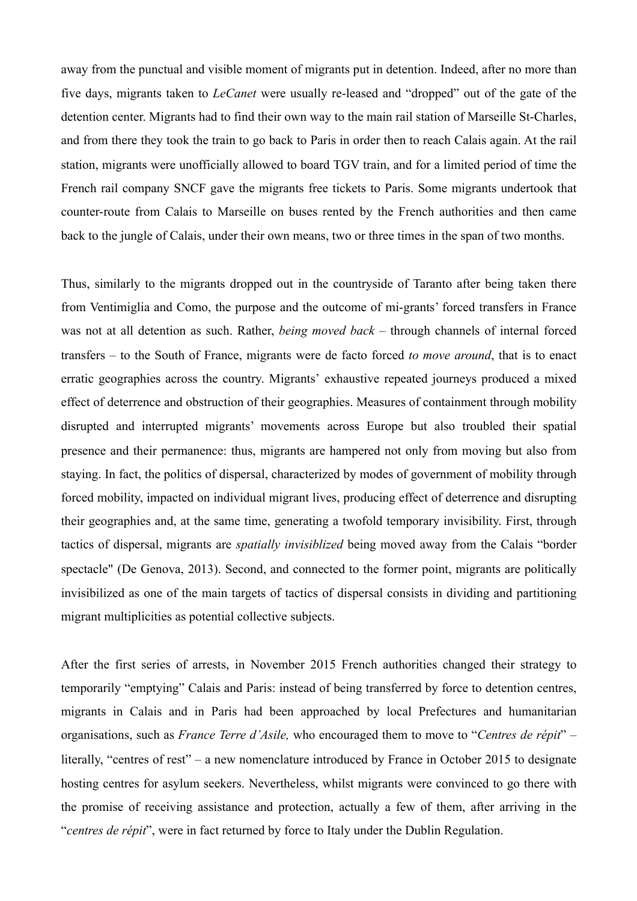away from the punctual and visible moment of migrants put in detention. Indeed, after no more than five days, migrants taken to *LeCanet* were usually re-leased and "dropped" out of the gate of the detention center. Migrants had to find their own way to the main rail station of Marseille St-Charles, and from there they took the train to go back to Paris in order then to reach Calais again. At the rail station, migrants were unofficially allowed to board TGV train, and for a limited period of time the French rail company SNCF gave the migrants free tickets to Paris. Some migrants undertook that counter-route from Calais to Marseille on buses rented by the French authorities and then came back to the jungle of Calais, under their own means, two or three times in the span of two months.

Thus, similarly to the migrants dropped out in the countryside of Taranto after being taken there from Ventimiglia and Como, the purpose and the outcome of mi-grants' forced transfers in France was not at all detention as such. Rather, *being moved back* – through channels of internal forced transfers – to the South of France, migrants were de facto forced *to move around*, that is to enact erratic geographies across the country. Migrants' exhaustive repeated journeys produced a mixed effect of deterrence and obstruction of their geographies. Measures of containment through mobility disrupted and interrupted migrants' movements across Europe but also troubled their spatial presence and their permanence: thus, migrants are hampered not only from moving but also from staying. In fact, the politics of dispersal, characterized by modes of government of mobility through forced mobility, impacted on individual migrant lives, producing effect of deterrence and disrupting their geographies and, at the same time, generating a twofold temporary invisibility. First, through tactics of dispersal, migrants are *spatially invisiblized* being moved away from the Calais "border spectacle" (De Genova, 2013). Second, and connected to the former point, migrants are politically invisibilized as one of the main targets of tactics of dispersal consists in dividing and partitioning migrant multiplicities as potential collective subjects.

After the first series of arrests, in November 2015 French authorities changed their strategy to temporarily "emptying" Calais and Paris: instead of being transferred by force to detention centres, migrants in Calais and in Paris had been approached by local Prefectures and humanitarian organisations, such as *France Terre d'Asile,* who encouraged them to move to "*Centres de répit*" – literally, "centres of rest" – a new nomenclature introduced by France in October 2015 to designate hosting centres for asylum seekers. Nevertheless, whilst migrants were convinced to go there with the promise of receiving assistance and protection, actually a few of them, after arriving in the "*centres de répit*", were in fact returned by force to Italy under the Dublin Regulation.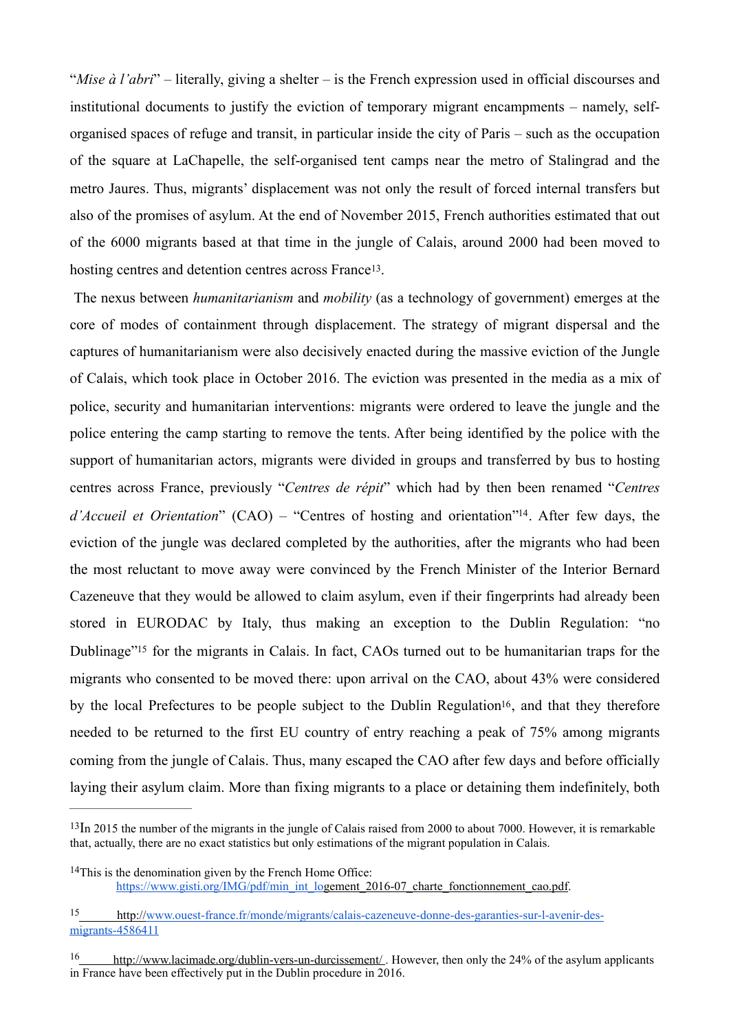"*Mise à l'abri*" – literally, giving a shelter – is the French expression used in official discourses and institutional documents to justify the eviction of temporary migrant encampments – namely, self-organised spaces of refuge and transit, in particular inside the city of Paris – such as the occupation of the square at LaChapelle, the self-organised tent camps near the metro of Stalingrad and the metro Jaures. Thus, migrants' displacement was not only the result of forced internal transfers but also of the promises of asylum. At the end of November 2015, French authorities estimated that out of the 6000 migrants based at that time in the jungle of Calais, around 2000 had been moved to hosting centres and detention centres across France[13].

The nexus between *humanitarianism* and *mobility* (as a technology of government) emerges at the core of modes of containment through displacement. The strategy of migrant dispersal and the captures of humanitarianism were also decisively enacted during the massive eviction of the Jungle of Calais, which took place in October 2016. The eviction was presented in the media as a mix of police, security and humanitarian interventions: migrants were ordered to leave the jungle and the police entering the camp starting to remove the tents. After being identified by the police with the support of humanitarian actors, migrants were divided in groups and transferred by bus to hosting centres across France, previously "*Centres de répit*" which had by then been renamed "*Centres d'Accueil et Orientation*" (CAO) – "Centres of hosting and orientation"[14]. After few days, the eviction of the jungle was declared completed by the authorities, after the migrants who had been the most reluctant to move away were convinced by the French Minister of the Interior Bernard Cazeneuve that they would be allowed to claim asylum, even if their fingerprints had already been stored in EURODAC by Italy, thus making an exception to the Dublin Regulation: "no Dublinage"[15] for the migrants in Calais. In fact, CAOs turned out to be humanitarian traps for the migrants who consented to be moved there: upon arrival on the CAO, about 43% were considered by the local Prefectures to be people subject to the Dublin Regulation[16], and that they therefore needed to be returned to the first EU country of entry reaching a peak of 75% among migrants coming from the jungle of Calais. Thus, many escaped the CAO after few days and before officially laying their asylum claim. More than fixing migrants to a place or detaining them indefinitely, both

---

[13]In 2015 the number of the migrants in the jungle of Calais raised from 2000 to about 7000. However, it is remarkable that, actually, there are no exact statistics but only estimations of the migrant population in Calais.

[14]This is the denomination given by the French Home Office: https://www.gisti.org/IMG/pdf/min_int_logement_2016-07_charte_fonctionnement_cao.pdf.

[15] http://www.ouest-france.fr/monde/migrants/calais-cazeneuve-donne-des-garanties-sur-l-avenir-des-migrants-4586411

[16] http://www.lacimade.org/dublin-vers-un-durcissement/ . However, then only the 24% of the asylum applicants in France have been effectively put in the Dublin procedure in 2016.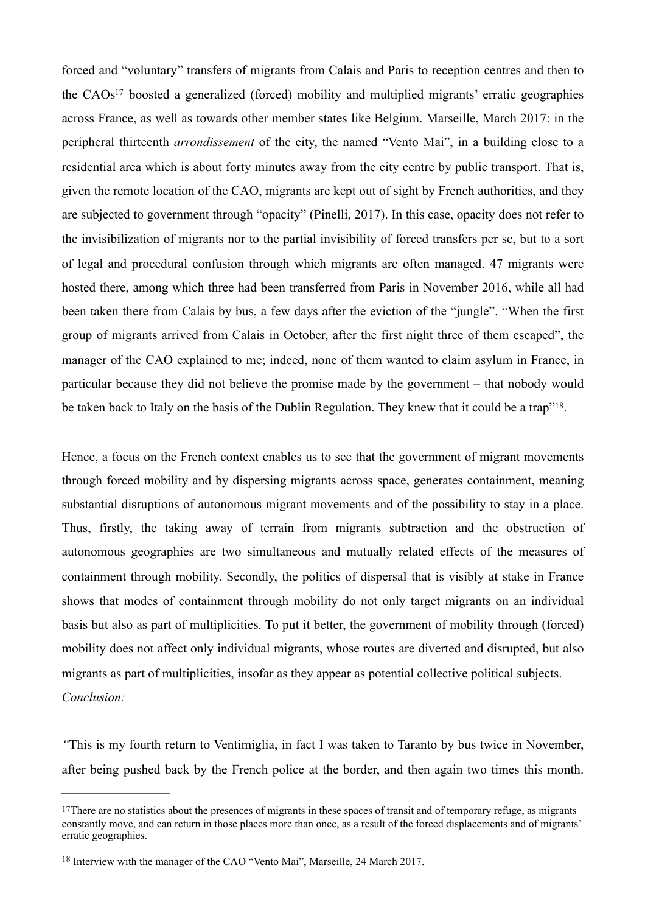forced and "voluntary" transfers of migrants from Calais and Paris to reception centres and then to the CAOs[17] boosted a generalized (forced) mobility and multiplied migrants' erratic geographies across France, as well as towards other member states like Belgium. Marseille, March 2017: in the peripheral thirteenth *arrondissement* of the city, the named "Vento Mai", in a building close to a residential area which is about forty minutes away from the city centre by public transport. That is, given the remote location of the CAO, migrants are kept out of sight by French authorities, and they are subjected to government through "opacity" (Pinelli, 2017). In this case, opacity does not refer to the invisibilization of migrants nor to the partial invisibility of forced transfers per se, but to a sort of legal and procedural confusion through which migrants are often managed. 47 migrants were hosted there, among which three had been transferred from Paris in November 2016, while all had been taken there from Calais by bus, a few days after the eviction of the "jungle". "When the first group of migrants arrived from Calais in October, after the first night three of them escaped", the manager of the CAO explained to me; indeed, none of them wanted to claim asylum in France, in particular because they did not believe the promise made by the government – that nobody would be taken back to Italy on the basis of the Dublin Regulation. They knew that it could be a trap"[18].

Hence, a focus on the French context enables us to see that the government of migrant movements through forced mobility and by dispersing migrants across space, generates containment, meaning substantial disruptions of autonomous migrant movements and of the possibility to stay in a place. Thus, firstly, the taking away of terrain from migrants subtraction and the obstruction of autonomous geographies are two simultaneous and mutually related effects of the measures of containment through mobility. Secondly, the politics of dispersal that is visibly at stake in France shows that modes of containment through mobility do not only target migrants on an individual basis but also as part of multiplicities. To put it better, the government of mobility through (forced) mobility does not affect only individual migrants, whose routes are diverted and disrupted, but also migrants as part of multiplicities, insofar as they appear as potential collective political subjects.

*Conclusion:*

*"*This is my fourth return to Ventimiglia, in fact I was taken to Taranto by bus twice in November, after being pushed back by the French police at the border, and then again two times this month.

---

[17] There are no statistics about the presences of migrants in these spaces of transit and of temporary refuge, as migrants constantly move, and can return in those places more than once, as a result of the forced displacements and of migrants' erratic geographies.

[18] Interview with the manager of the CAO "Vento Mai", Marseille, 24 March 2017.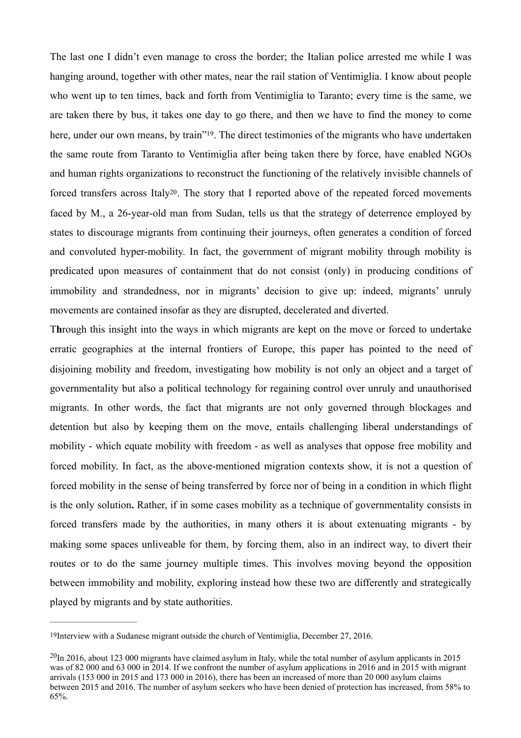The last one I didn't even manage to cross the border; the Italian police arrested me while I was hanging around, together with other mates, near the rail station of Ventimiglia. I know about people who went up to ten times, back and forth from Ventimiglia to Taranto; every time is the same, we are taken there by bus, it takes one day to go there, and then we have to find the money to come here, under our own means, by train"[19]. The direct testimonies of the migrants who have undertaken the same route from Taranto to Ventimiglia after being taken there by force, have enabled NGOs and human rights organizations to reconstruct the functioning of the relatively invisible channels of forced transfers across Italy[20]. The story that I reported above of the repeated forced movements faced by M., a 26-year-old man from Sudan, tells us that the strategy of deterrence employed by states to discourage migrants from continuing their journeys, often generates a condition of forced and convoluted hyper-mobility. In fact, the government of migrant mobility through mobility is predicated upon measures of containment that do not consist (only) in producing conditions of immobility and strandedness, nor in migrants' decision to give up: indeed, migrants' unruly movements are contained insofar as they are disrupted, decelerated and diverted.

T**h**rough this insight into the ways in which migrants are kept on the move or forced to undertake erratic geographies at the internal frontiers of Europe, this paper has pointed to the need of disjoining mobility and freedom, investigating how mobility is not only an object and a target of governmentality but also a political technology for regaining control over unruly and unauthorised migrants. In other words, the fact that migrants are not only governed through blockages and detention but also by keeping them on the move, entails challenging liberal understandings of mobility - which equate mobility with freedom - as well as analyses that oppose free mobility and forced mobility. In fact, as the above-mentioned migration contexts show, it is not a question of forced mobility in the sense of being transferred by force nor of being in a condition in which flight is the only solution**.** Rather, if in some cases mobility as a technique of governmentality consists in forced transfers made by the authorities, in many others it is about extenuating migrants - by making some spaces unliveable for them, by forcing them, also in an indirect way, to divert their routes or to do the same journey multiple times. This involves moving beyond the opposition between immobility and mobility, exploring instead how these two are differently and strategically played by migrants and by state authorities.

---

[19] Interview with a Sudanese migrant outside the church of Ventimiglia, December 27, 2016.

[20] In 2016, about 123 000 migrants have claimed asylum in Italy, while the total number of asylum applicants in 2015 was of 82 000 and 63 000 in 2014. If we confront the number of asylum applications in 2016 and in 2015 with migrant arrivals (153 000 in 2015 and 173 000 in 2016), there has been an increased of more than 20 000 asylum claims between 2015 and 2016. The number of asylum seekers who have been denied of protection has increased, from 58% to 65%.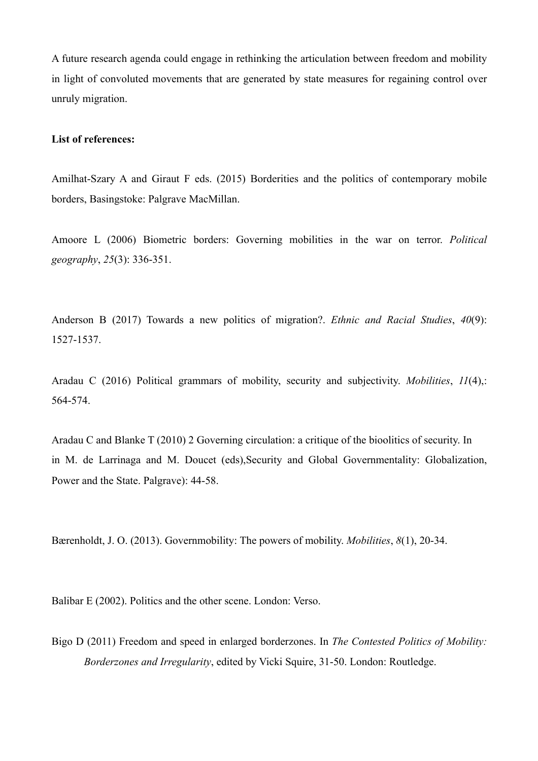A future research agenda could engage in rethinking the articulation between freedom and mobility in light of convoluted movements that are generated by state measures for regaining control over unruly migration.

**List of references:**

Amilhat-Szary A and Giraut F eds. (2015) Borderities and the politics of contemporary mobile borders, Basingstoke: Palgrave MacMillan.

Amoore L (2006) Biometric borders: Governing mobilities in the war on terror. *Political geography*, *25*(3): 336-351.

Anderson B (2017) Towards a new politics of migration?. *Ethnic and Racial Studies*, *40*(9): 1527-1537.

Aradau C (2016) Political grammars of mobility, security and subjectivity. *Mobilities*, *11*(4),: 564-574.

Aradau C and Blanke T (2010) 2 Governing circulation: a critique of the bioolitics of security. In in M. de Larrinaga and M. Doucet (eds),Security and Global Governmentality: Globalization, Power and the State. Palgrave): 44-58.

Bærenholdt, J. O. (2013). Governmobility: The powers of mobility. *Mobilities*, *8*(1), 20-34.

Balibar E (2002). Politics and the other scene. London: Verso.

Bigo D (2011) Freedom and speed in enlarged borderzones. In *The Contested Politics of Mobility: Borderzones and Irregularity*, edited by Vicki Squire, 31-50. London: Routledge.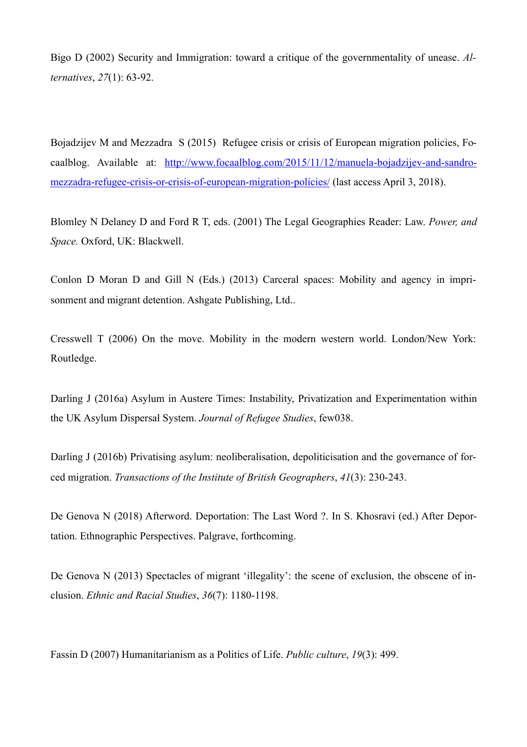Bigo D (2002) Security and Immigration: toward a critique of the governmentality of unease. *Alternatives*, *27*(1): 63-92.

Bojadzijev M and Mezzadra S (2015) Refugee crisis or crisis of European migration policies, Focaalblog. Available at: [http://www.focaalblog.com/2015/11/12/manuela-bojadzijev-and-sandro-mezzadra-refugee-crisis-or-crisis-of-european-migration-policies/](http://www.focaalblog.com/2015/11/12/manuela-bojadzijev-and-sandro-mezzadra-refugee-crisis-or-crisis-of-european-migration-policies/) (last access April 3, 2018).

Blomley N Delaney D and Ford R T, eds. (2001) The Legal Geographies Reader: Law. *Power, and Space.* Oxford, UK: Blackwell.

Conlon D Moran D and Gill N (Eds.) (2013) Carceral spaces: Mobility and agency in imprisonment and migrant detention. Ashgate Publishing, Ltd..

Cresswell T (2006) On the move. Mobility in the modern western world. London/New York: Routledge.

Darling J (2016a) Asylum in Austere Times: Instability, Privatization and Experimentation within the UK Asylum Dispersal System. *Journal of Refugee Studies*, few038.

Darling J (2016b) Privatising asylum: neoliberalisation, depoliticisation and the governance of forced migration. *Transactions of the Institute of British Geographers*, *41*(3): 230-243.

De Genova N (2018) Afterword. Deportation: The Last Word ?. In S. Khosravi (ed.) After Deportation. Ethnographic Perspectives. Palgrave, forthcoming.

De Genova N (2013) Spectacles of migrant 'illegality': the scene of exclusion, the obscene of inclusion. *Ethnic and Racial Studies*, *36*(7): 1180-1198.

Fassin D (2007) Humanitarianism as a Politics of Life. *Public culture*, *19*(3): 499.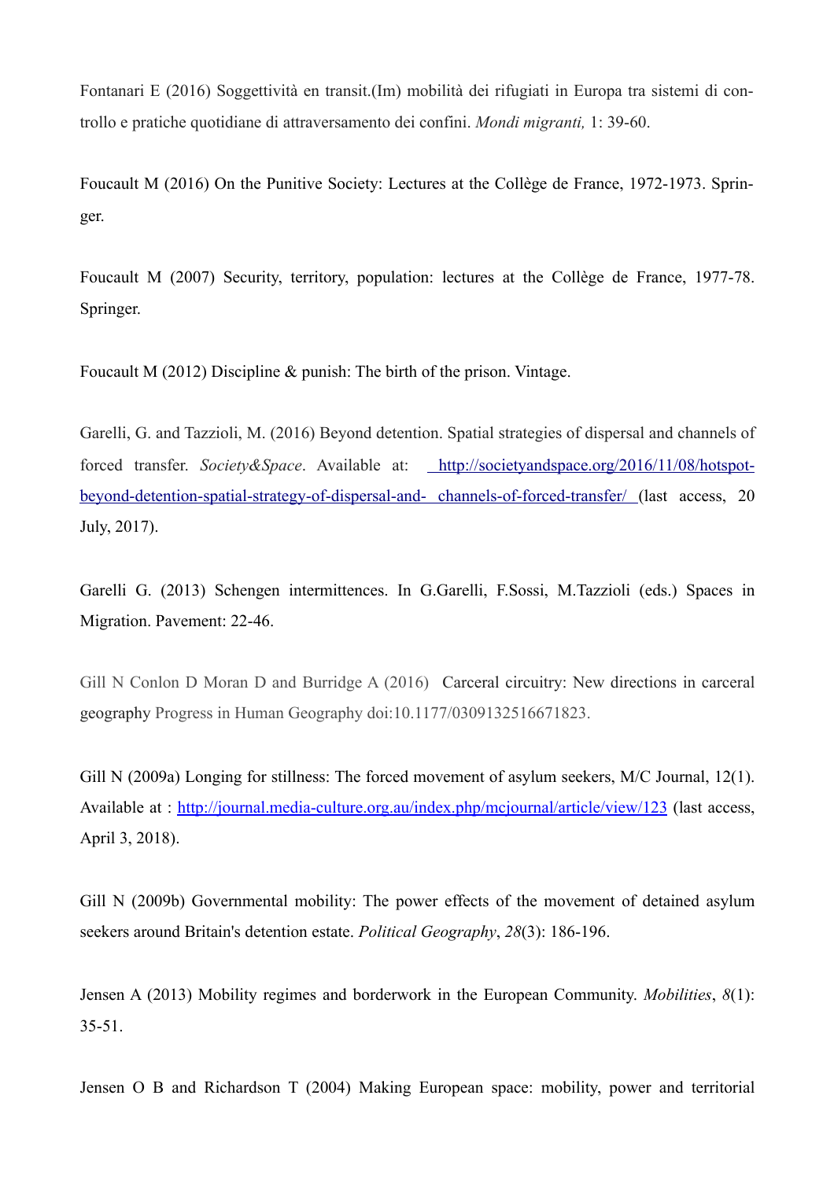Fontanari E (2016) Soggettività en transit.(Im) mobilità dei rifugiati in Europa tra sistemi di controllo e pratiche quotidiane di attraversamento dei confini. *Mondi migranti,* 1: 39-60.

Foucault M (2016) On the Punitive Society: Lectures at the Collège de France, 1972-1973. Springer.

Foucault M (2007) Security, territory, population: lectures at the Collège de France, 1977-78. Springer.

Foucault M (2012) Discipline & punish: The birth of the prison. Vintage.

Garelli, G. and Tazzioli, M. (2016) Beyond detention. Spatial strategies of dispersal and channels of forced transfer. *Society&Space*. Available at: http://societyandspace.org/2016/11/08/hotspot-beyond-detention-spatial-strategy-of-dispersal-and- channels-of-forced-transfer/ (last access, 20 July, 2017).

Garelli G. (2013) Schengen intermittences. In G.Garelli, F.Sossi, M.Tazzioli (eds.) Spaces in Migration. Pavement: 22-46.

Gill N Conlon D Moran D and Burridge A (2016) Carceral circuitry: New directions in carceral geography Progress in Human Geography doi:10.1177/0309132516671823.

Gill N (2009a) Longing for stillness: The forced movement of asylum seekers, M/C Journal, 12(1). Available at : http://journal.media-culture.org.au/index.php/mcjournal/article/view/123 (last access, April 3, 2018).

Gill N (2009b) Governmental mobility: The power effects of the movement of detained asylum seekers around Britain's detention estate. *Political Geography*, *28*(3): 186-196.

Jensen A (2013) Mobility regimes and borderwork in the European Community. *Mobilities*, *8*(1): 35-51.

Jensen O B and Richardson T (2004) Making European space: mobility, power and territorial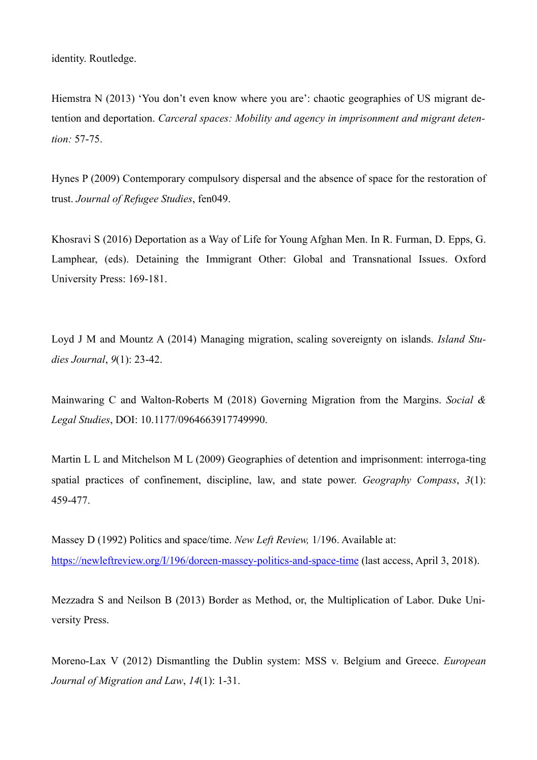identity. Routledge.

Hiemstra N (2013) ‘You don’t even know where you are’: chaotic geographies of US migrant detention and deportation. *Carceral spaces: Mobility and agency in imprisonment and migrant detention:* 57-75.

Hynes P (2009) Contemporary compulsory dispersal and the absence of space for the restoration of trust. *Journal of Refugee Studies*, fen049.

Khosravi S (2016) Deportation as a Way of Life for Young Afghan Men. In R. Furman, D. Epps, G. Lamphear, (eds). Detaining the Immigrant Other: Global and Transnational Issues. Oxford University Press: 169-181.

Loyd J M and Mountz A (2014) Managing migration, scaling sovereignty on islands. *Island Studies Journal*, *9*(1): 23-42.

Mainwaring C and Walton-Roberts M (2018) Governing Migration from the Margins. *Social & Legal Studies*, DOI: 10.1177/0964663917749990.

Martin L L and Mitchelson M L (2009) Geographies of detention and imprisonment: interroga-ting spatial practices of confinement, discipline, law, and state power. *Geography Compass*, *3*(1): 459-477.

Massey D (1992) Politics and space/time. *New Left Review,* 1/196. Available at: [https://newleftreview.org/I/196/doreen-massey-politics-and-space-time](https://newleftreview.org/I/196/doreen-massey-politics-and-space-time) (last access, April 3, 2018).

Mezzadra S and Neilson B (2013) Border as Method, or, the Multiplication of Labor. Duke University Press.

Moreno-Lax V (2012) Dismantling the Dublin system: MSS v. Belgium and Greece. *European Journal of Migration and Law*, *14*(1): 1-31.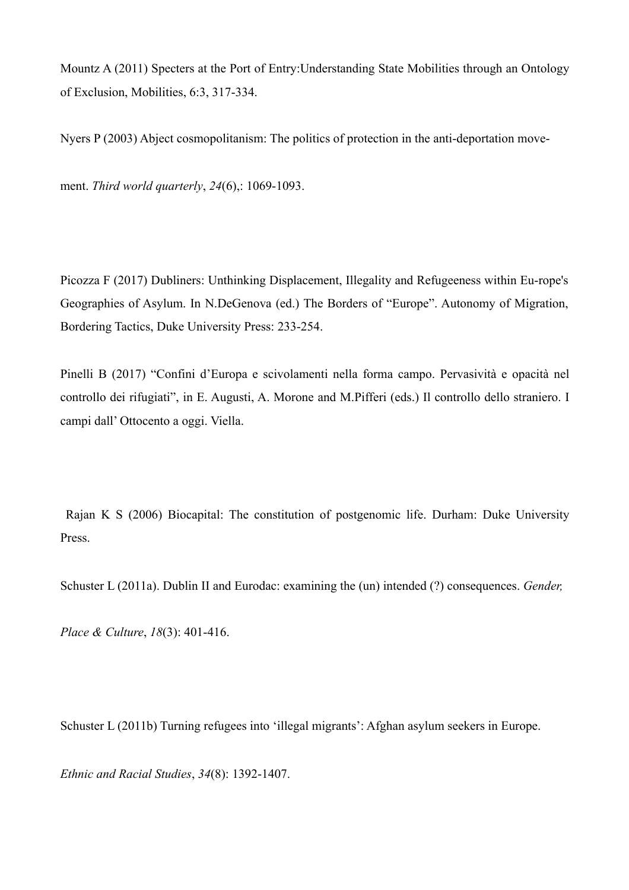Mountz A (2011) Specters at the Port of Entry:Understanding State Mobilities through an Ontology of Exclusion, Mobilities, 6:3, 317-334.

Nyers P (2003) Abject cosmopolitanism: The politics of protection in the anti-deportation move-

ment. *Third world quarterly*, *24*(6),: 1069-1093.

Picozza F (2017) Dubliners: Unthinking Displacement, Illegality and Refugeeness within Eu-rope's Geographies of Asylum. In N.DeGenova (ed.) The Borders of "Europe". Autonomy of Migration, Bordering Tactics, Duke University Press: 233-254.

Pinelli B (2017) "Confini d'Europa e scivolamenti nella forma campo. Pervasività e opacità nel controllo dei rifugiati", in E. Augusti, A. Morone and M.Pifferi (eds.) Il controllo dello straniero. I campi dall' Ottocento a oggi. Viella.

Rajan K S (2006) Biocapital: The constitution of postgenomic life. Durham: Duke University Press.

Schuster L (2011a). Dublin II and Eurodac: examining the (un) intended (?) consequences. *Gender,*

*Place & Culture*, *18*(3): 401-416.

Schuster L (2011b) Turning refugees into 'illegal migrants': Afghan asylum seekers in Europe.

*Ethnic and Racial Studies*, *34*(8): 1392-1407.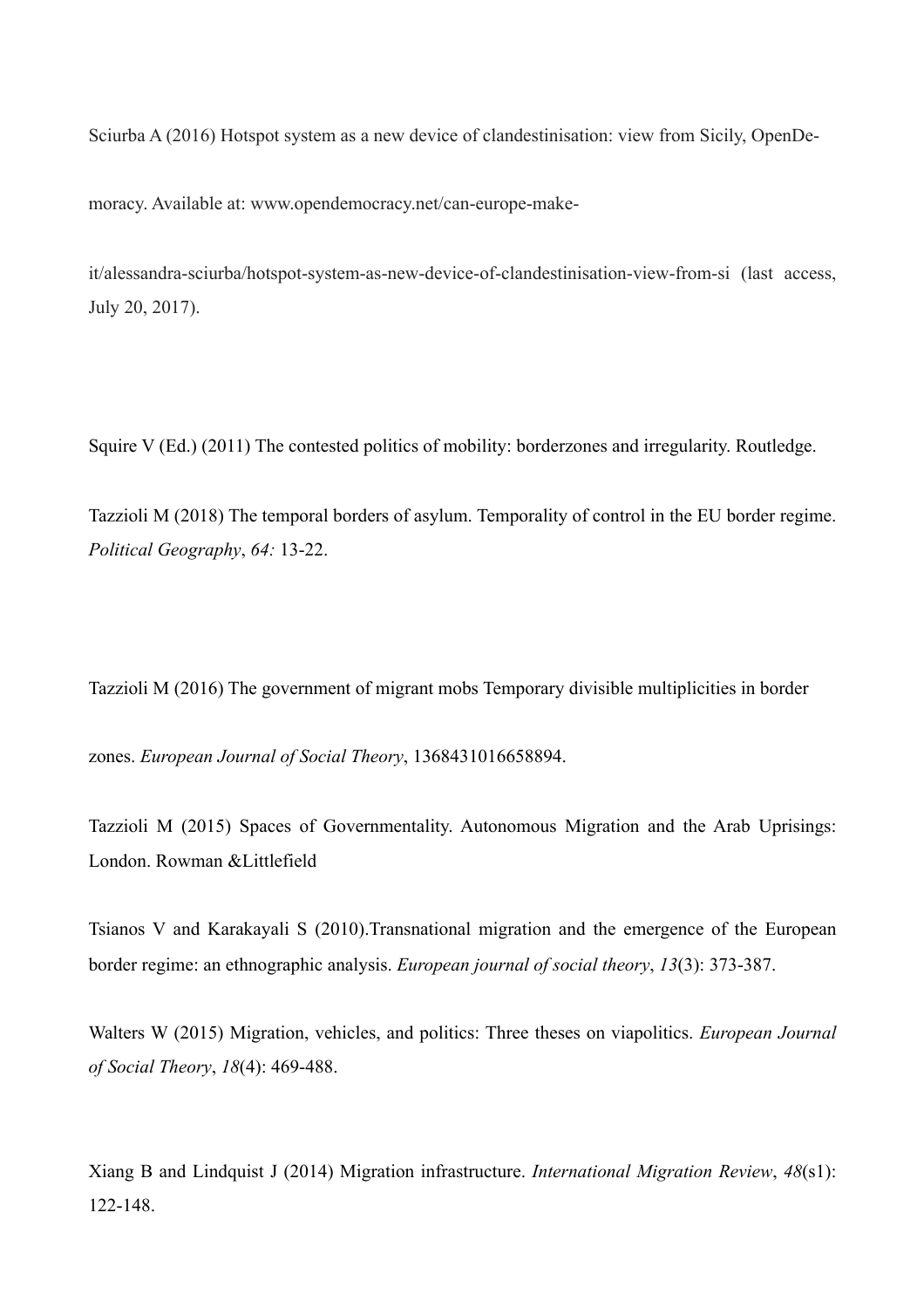Sciurba A (2016) Hotspot system as a new device of clandestinisation: view from Sicily, OpenDemoracy. Available at: www.opendemocracy.net/can-europe-make-it/alessandra-sciurba/hotspot-system-as-new-device-of-clandestinisation-view-from-si (last access, July 20, 2017).

Squire V (Ed.) (2011) The contested politics of mobility: borderzones and irregularity. Routledge.

Tazzioli M (2018) The temporal borders of asylum. Temporality of control in the EU border regime. *Political Geography*, *64:* 13-22.

Tazzioli M (2016) The government of migrant mobs Temporary divisible multiplicities in border zones. *European Journal of Social Theory*, 1368431016658894.

Tazzioli M (2015) Spaces of Governmentality. Autonomous Migration and the Arab Uprisings: London. Rowman &Littlefield

Tsianos V and Karakayali S (2010).Transnational migration and the emergence of the European border regime: an ethnographic analysis. *European journal of social theory*, *13*(3): 373-387.

Walters W (2015) Migration, vehicles, and politics: Three theses on viapolitics. *European Journal of Social Theory*, *18*(4): 469-488.

Xiang B and Lindquist J (2014) Migration infrastructure. *International Migration Review*, *48*(s1): 122-148.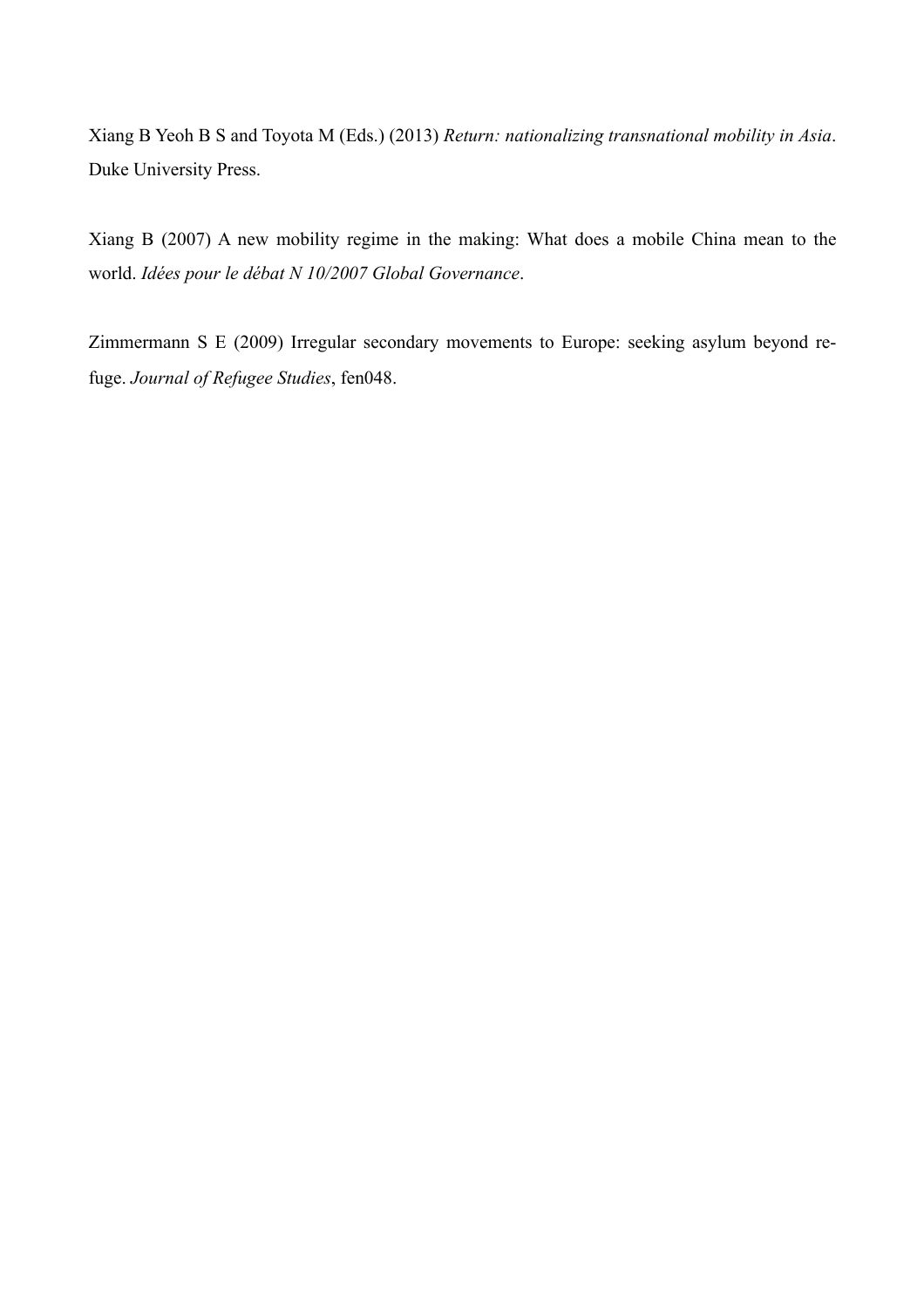Xiang B Yeoh B S and Toyota M (Eds.) (2013) *Return: nationalizing transnational mobility in Asia*. Duke University Press.

Xiang B (2007) A new mobility regime in the making: What does a mobile China mean to the world. *Idées pour le débat N 10/2007 Global Governance*.

Zimmermann S E (2009) Irregular secondary movements to Europe: seeking asylum beyond re-fuge. *Journal of Refugee Studies*, fen048.